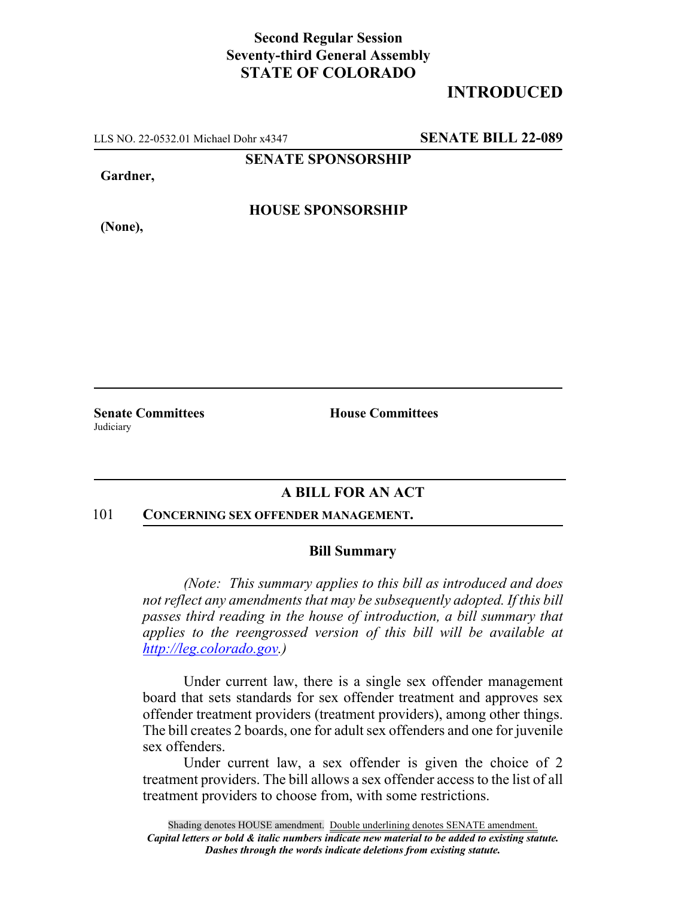**Second Regular Session**
**Seventy-third General Assembly**
**STATE OF COLORADO**

## INTRODUCED

LLS NO. 22-0532.01 Michael Dohr x4347 **SENATE BILL 22-089**

**SENATE SPONSORSHIP**

**Gardner,**

**HOUSE SPONSORSHIP**

**(None),**

**Senate Committees**
Judiciary

**House Committees**

### A BILL FOR AN ACT

101 **CONCERNING SEX OFFENDER MANAGEMENT.**

### Bill Summary

*(Note: This summary applies to this bill as introduced and does not reflect any amendments that may be subsequently adopted. If this bill passes third reading in the house of introduction, a bill summary that applies to the reengrossed version of this bill will be available at http://leg.colorado.gov.)*

Under current law, there is a single sex offender management board that sets standards for sex offender treatment and approves sex offender treatment providers (treatment providers), among other things. The bill creates 2 boards, one for adult sex offenders and one for juvenile sex offenders.

Under current law, a sex offender is given the choice of 2 treatment providers. The bill allows a sex offender access to the list of all treatment providers to choose from, with some restrictions.

Shading denotes HOUSE amendment. Double underlining denotes SENATE amendment.
*Capital letters or bold & italic numbers indicate new material to be added to existing statute.*
*Dashes through the words indicate deletions from existing statute.*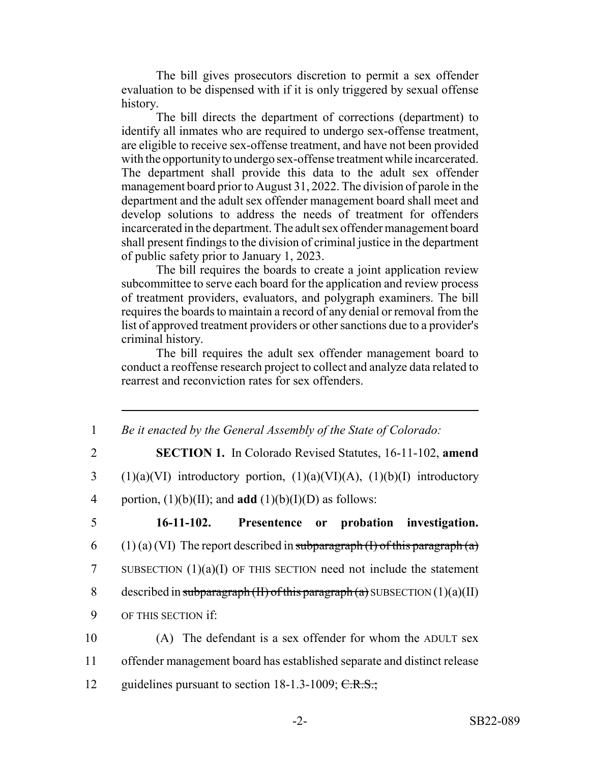The bill gives prosecutors discretion to permit a sex offender evaluation to be dispensed with if it is only triggered by sexual offense history.

The bill directs the department of corrections (department) to identify all inmates who are required to undergo sex-offense treatment, are eligible to receive sex-offense treatment, and have not been provided with the opportunity to undergo sex-offense treatment while incarcerated. The department shall provide this data to the adult sex offender management board prior to August 31, 2022. The division of parole in the department and the adult sex offender management board shall meet and develop solutions to address the needs of treatment for offenders incarcerated in the department. The adult sex offender management board shall present findings to the division of criminal justice in the department of public safety prior to January 1, 2023.

The bill requires the boards to create a joint application review subcommittee to serve each board for the application and review process of treatment providers, evaluators, and polygraph examiners. The bill requires the boards to maintain a record of any denial or removal from the list of approved treatment providers or other sanctions due to a provider's criminal history.

The bill requires the adult sex offender management board to conduct a reoffense research project to collect and analyze data related to rearrest and reconviction rates for sex offenders.

---

1 *Be it enacted by the General Assembly of the State of Colorado:*

2 **SECTION 1.** In Colorado Revised Statutes, 16-11-102, **amend**
3 (1)(a)(VI) introductory portion, (1)(a)(VI)(A), (1)(b)(I) introductory
4 portion, (1)(b)(II); and **add** (1)(b)(I)(D) as follows:

5 **16-11-102. Presentence or probation investigation.**
6 (1) (a) (VI) The report described in ~~subparagraph (I) of this paragraph (a)~~
7 SUBSECTION (1)(a)(I) OF THIS SECTION need not include the statement
8 described in ~~subparagraph (II) of this paragraph (a)~~ SUBSECTION (1)(a)(II)
9 OF THIS SECTION if:

10 (A) The defendant is a sex offender for whom the ADULT sex
11 offender management board has established separate and distinct release
12 guidelines pursuant to section 18-1.3-1009; ~~C.R.S.;~~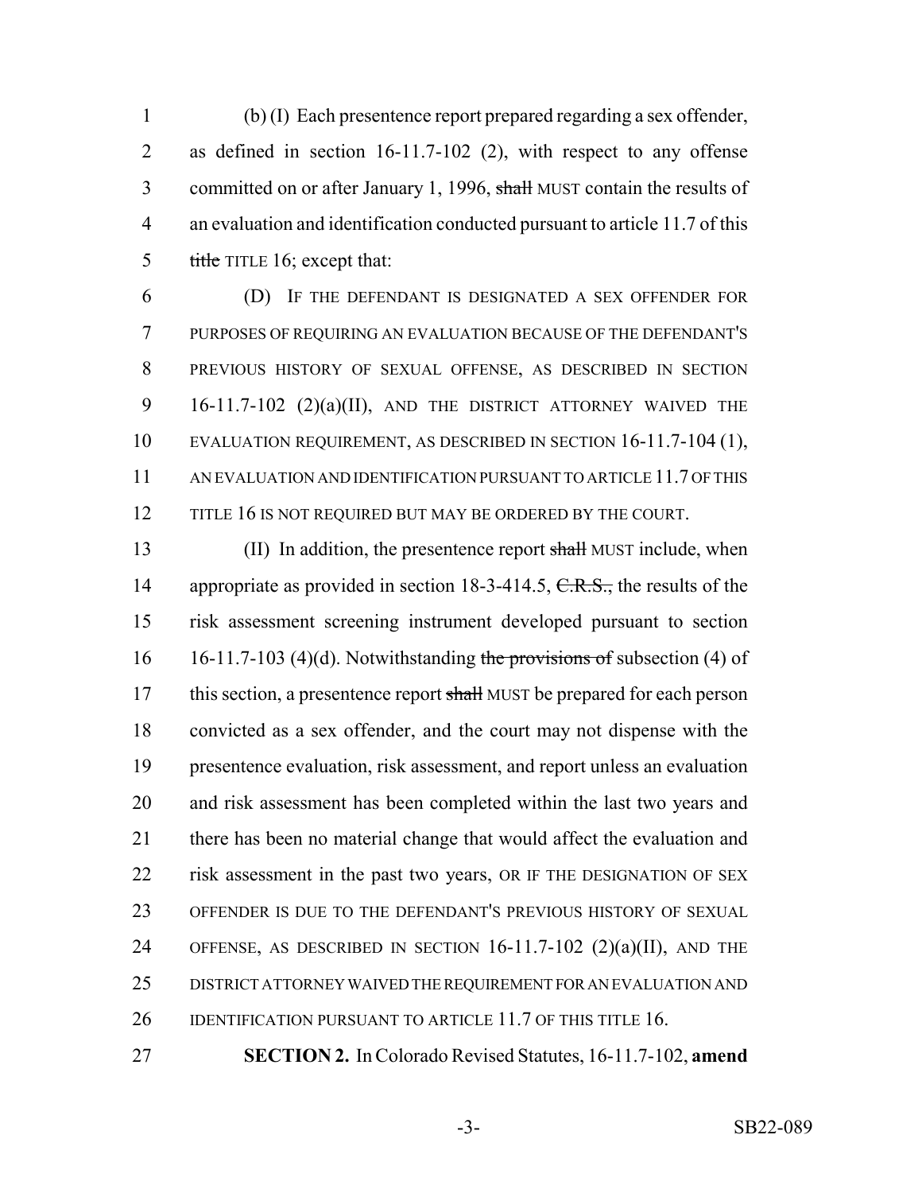(b) (I) Each presentence report prepared regarding a sex offender, as defined in section 16-11.7-102 (2), with respect to any offense committed on or after January 1, 1996, ~~shall~~ MUST contain the results of an evaluation and identification conducted pursuant to article 11.7 of this ~~title~~ TITLE 16; except that:

(D) IF THE DEFENDANT IS DESIGNATED A SEX OFFENDER FOR PURPOSES OF REQUIRING AN EVALUATION BECAUSE OF THE DEFENDANT'S PREVIOUS HISTORY OF SEXUAL OFFENSE, AS DESCRIBED IN SECTION 16-11.7-102 (2)(a)(II), AND THE DISTRICT ATTORNEY WAIVED THE EVALUATION REQUIREMENT, AS DESCRIBED IN SECTION 16-11.7-104 (1), AN EVALUATION AND IDENTIFICATION PURSUANT TO ARTICLE 11.7 OF THIS TITLE 16 IS NOT REQUIRED BUT MAY BE ORDERED BY THE COURT.

(II) In addition, the presentence report ~~shall~~ MUST include, when appropriate as provided in section 18-3-414.5, ~~C.R.S.~~, the results of the risk assessment screening instrument developed pursuant to section 16-11.7-103 (4)(d). Notwithstanding ~~the provisions of~~ subsection (4) of this section, a presentence report ~~shall~~ MUST be prepared for each person convicted as a sex offender, and the court may not dispense with the presentence evaluation, risk assessment, and report unless an evaluation and risk assessment has been completed within the last two years and there has been no material change that would affect the evaluation and risk assessment in the past two years, OR IF THE DESIGNATION OF SEX OFFENDER IS DUE TO THE DEFENDANT'S PREVIOUS HISTORY OF SEXUAL OFFENSE, AS DESCRIBED IN SECTION 16-11.7-102 (2)(a)(II), AND THE DISTRICT ATTORNEY WAIVED THE REQUIREMENT FOR AN EVALUATION AND IDENTIFICATION PURSUANT TO ARTICLE 11.7 OF THIS TITLE 16.

**SECTION 2.** In Colorado Revised Statutes, 16-11.7-102, **amend**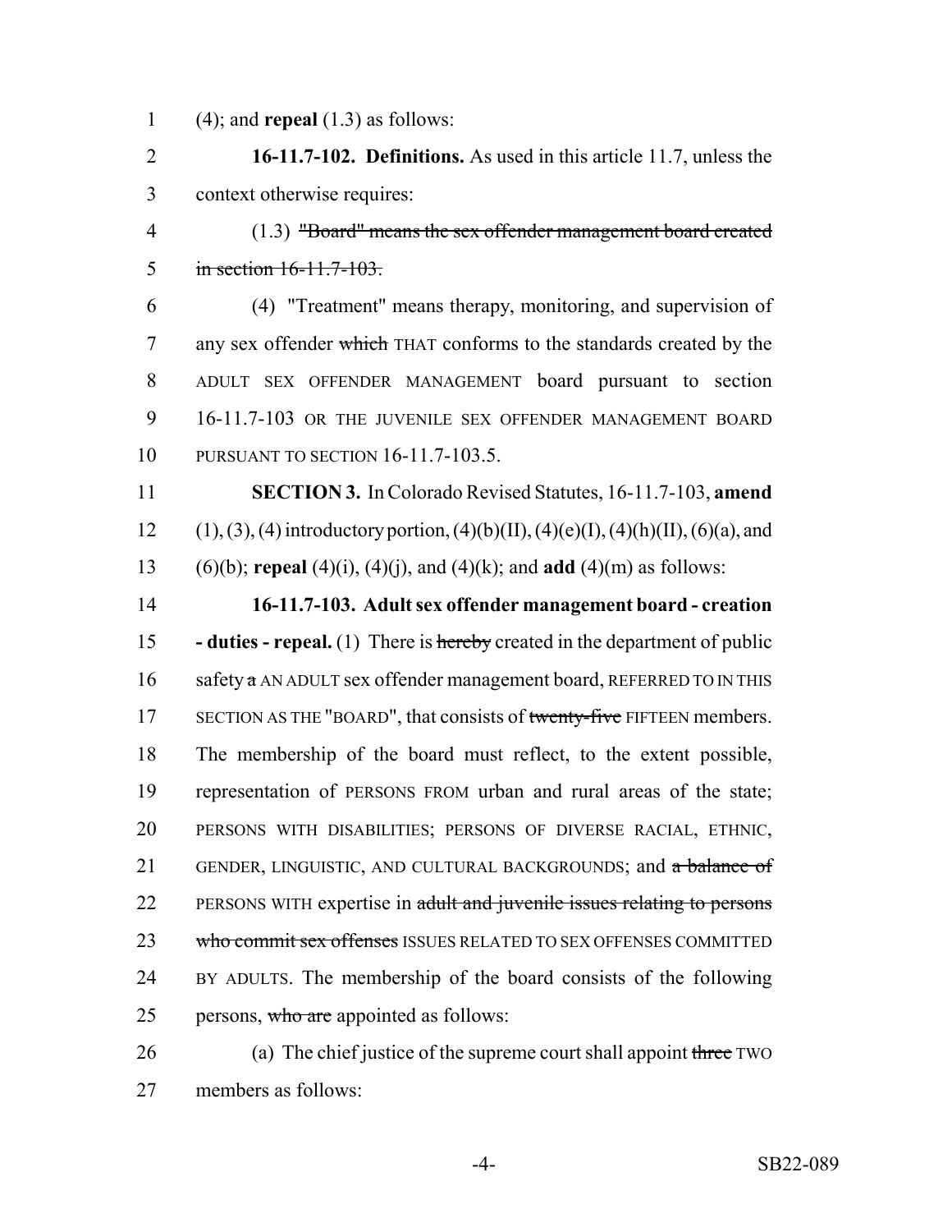(4); and **repeal** (1.3) as follows:

**16-11.7-102. Definitions.** As used in this article 11.7, unless the context otherwise requires:

(1.3) ~~"Board" means the sex offender management board created in section 16-11.7-103.~~

(4) "Treatment" means therapy, monitoring, and supervision of any sex offender ~~which~~ THAT conforms to the standards created by the ADULT SEX OFFENDER MANAGEMENT board pursuant to section 16-11.7-103 OR THE JUVENILE SEX OFFENDER MANAGEMENT BOARD PURSUANT TO SECTION 16-11.7-103.5.

**SECTION 3.** In Colorado Revised Statutes, 16-11.7-103, **amend** (1), (3), (4) introductory portion, (4)(b)(II), (4)(e)(I), (4)(h)(II), (6)(a), and (6)(b); **repeal** (4)(i), (4)(j), and (4)(k); and **add** (4)(m) as follows:

**16-11.7-103. Adult sex offender management board - creation - duties - repeal.** (1) There is ~~hereby~~ created in the department of public safety ~~a~~ AN ADULT sex offender management board, REFERRED TO IN THIS SECTION AS THE "BOARD", that consists of ~~twenty-five~~ FIFTEEN members. The membership of the board must reflect, to the extent possible, representation of PERSONS FROM urban and rural areas of the state; PERSONS WITH DISABILITIES; PERSONS OF DIVERSE RACIAL, ETHNIC, GENDER, LINGUISTIC, AND CULTURAL BACKGROUNDS; and ~~a balance of~~ PERSONS WITH expertise in ~~adult and juvenile issues relating to persons who commit sex offenses~~ ISSUES RELATED TO SEX OFFENSES COMMITTED BY ADULTS. The membership of the board consists of the following persons, ~~who are~~ appointed as follows:

(a) The chief justice of the supreme court shall appoint ~~three~~ TWO members as follows: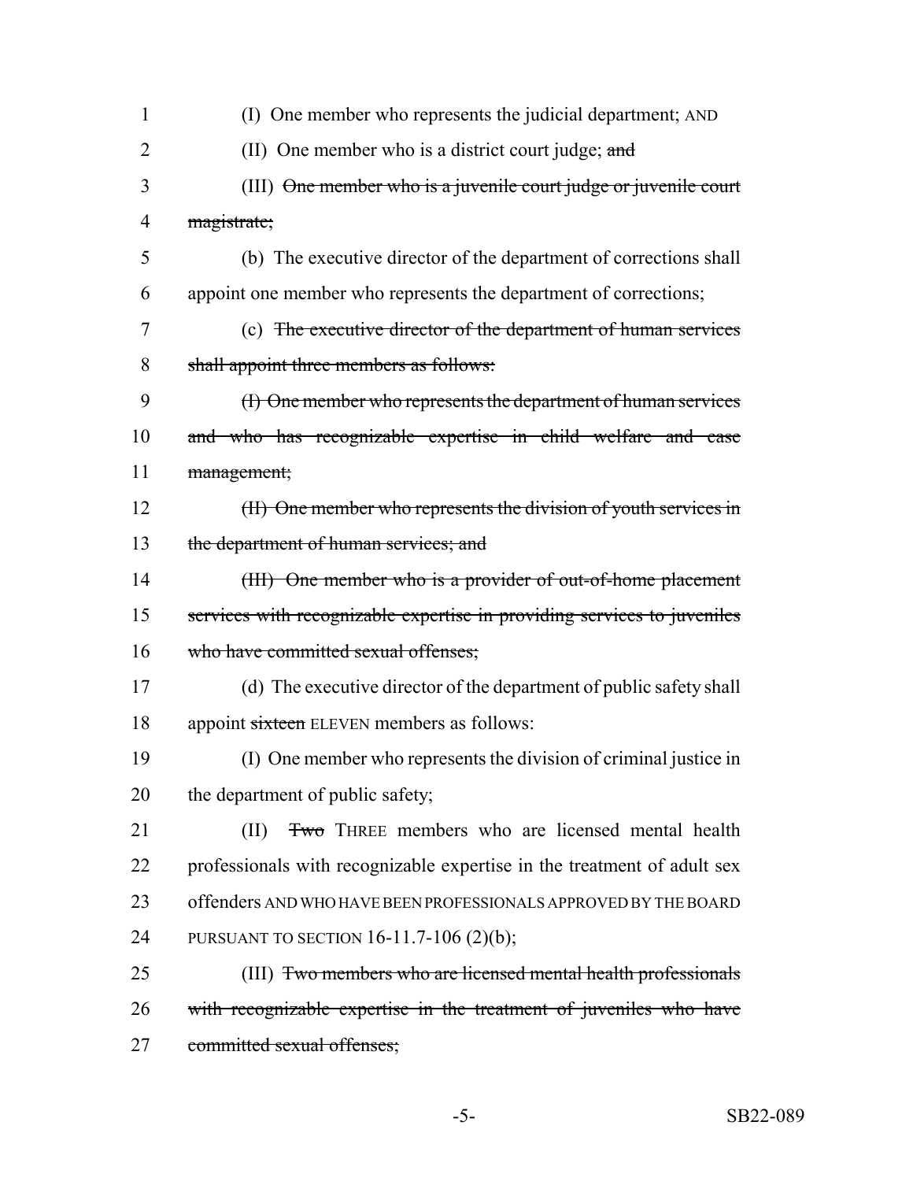1 (I) One member who represents the judicial department; AND

2 (II) One member who is a district court judge; ~~and~~

3 (III) ~~One member who is a juvenile court judge or juvenile court~~
4 ~~magistrate;~~

5 (b) The executive director of the department of corrections shall
6 appoint one member who represents the department of corrections;

7 (c) ~~The executive director of the department of human services~~
8 ~~shall appoint three members as follows:~~

9 ~~(I) One member who represents the department of human services~~
10 ~~and who has recognizable expertise in child welfare and case~~
11 ~~management;~~

12 ~~(II) One member who represents the division of youth services in~~
13 ~~the department of human services; and~~

14 ~~(III) One member who is a provider of out-of-home placement~~
15 ~~services with recognizable expertise in providing services to juveniles~~
16 ~~who have committed sexual offenses;~~

17 (d) The executive director of the department of public safety shall
18 appoint ~~sixteen~~ ELEVEN members as follows:

19 (I) One member who represents the division of criminal justice in
20 the department of public safety;

21 (II) ~~Two~~ THREE members who are licensed mental health
22 professionals with recognizable expertise in the treatment of adult sex
23 offenders AND WHO HAVE BEEN PROFESSIONALS APPROVED BY THE BOARD
24 PURSUANT TO SECTION 16-11.7-106 (2)(b);

25 (III) ~~Two members who are licensed mental health professionals~~
26 ~~with recognizable expertise in the treatment of juveniles who have~~
27 ~~committed sexual offenses;~~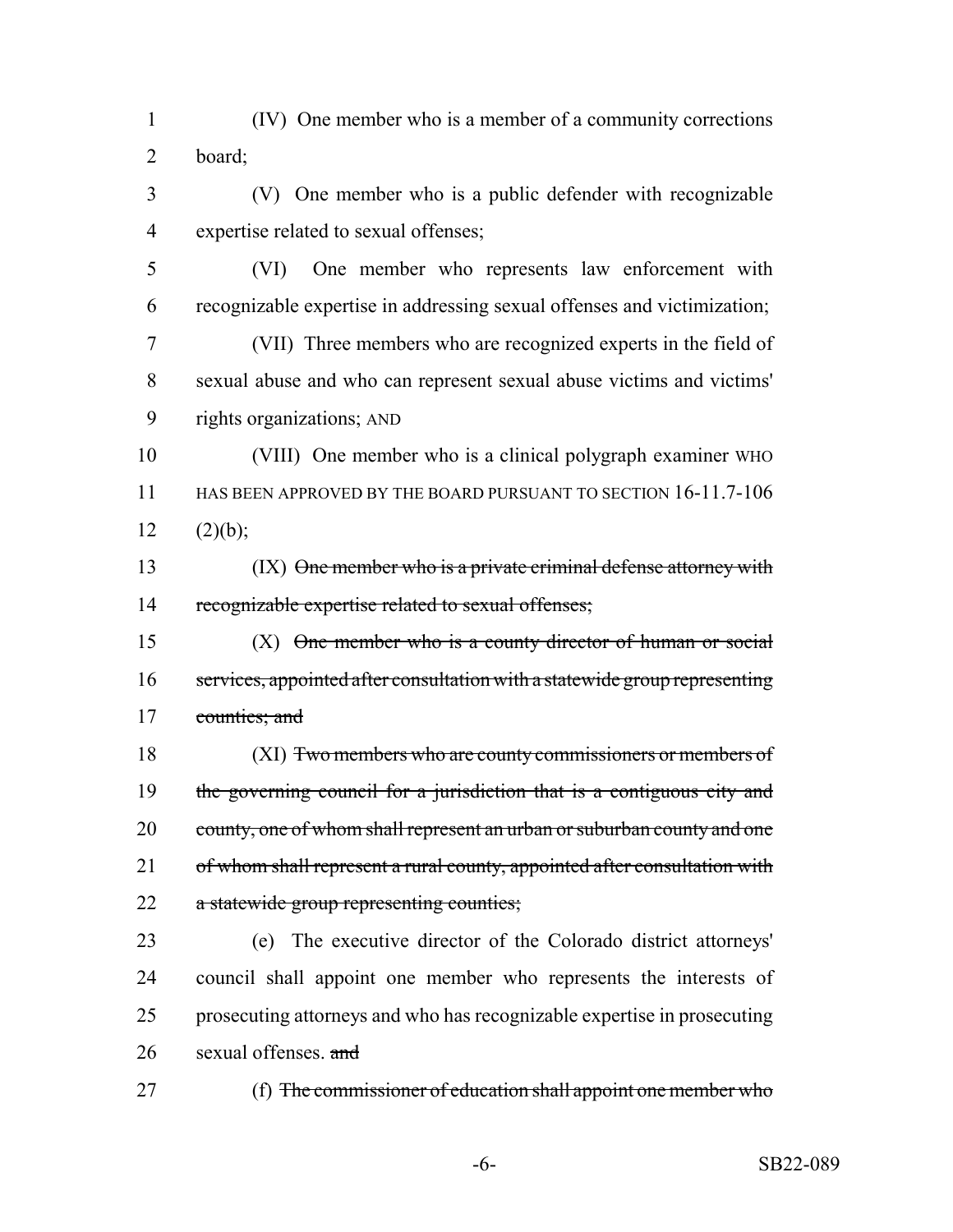(IV) One member who is a member of a community corrections board;

(V) One member who is a public defender with recognizable expertise related to sexual offenses;

(VI) One member who represents law enforcement with recognizable expertise in addressing sexual offenses and victimization;

(VII) Three members who are recognized experts in the field of sexual abuse and who can represent sexual abuse victims and victims' rights organizations; AND

(VIII) One member who is a clinical polygraph examiner WHO HAS BEEN APPROVED BY THE BOARD PURSUANT TO SECTION 16-11.7-106 (2)(b);

(IX) ~~One member who is a private criminal defense attorney with recognizable expertise related to sexual offenses;~~

(X) ~~One member who is a county director of human or social services, appointed after consultation with a statewide group representing counties; and~~

(XI) ~~Two members who are county commissioners or members of the governing council for a jurisdiction that is a contiguous city and county, one of whom shall represent an urban or suburban county and one of whom shall represent a rural county, appointed after consultation with a statewide group representing counties;~~

(e) The executive director of the Colorado district attorneys' council shall appoint one member who represents the interests of prosecuting attorneys and who has recognizable expertise in prosecuting sexual offenses. ~~and~~

(f) ~~The commissioner of education shall appoint one member who~~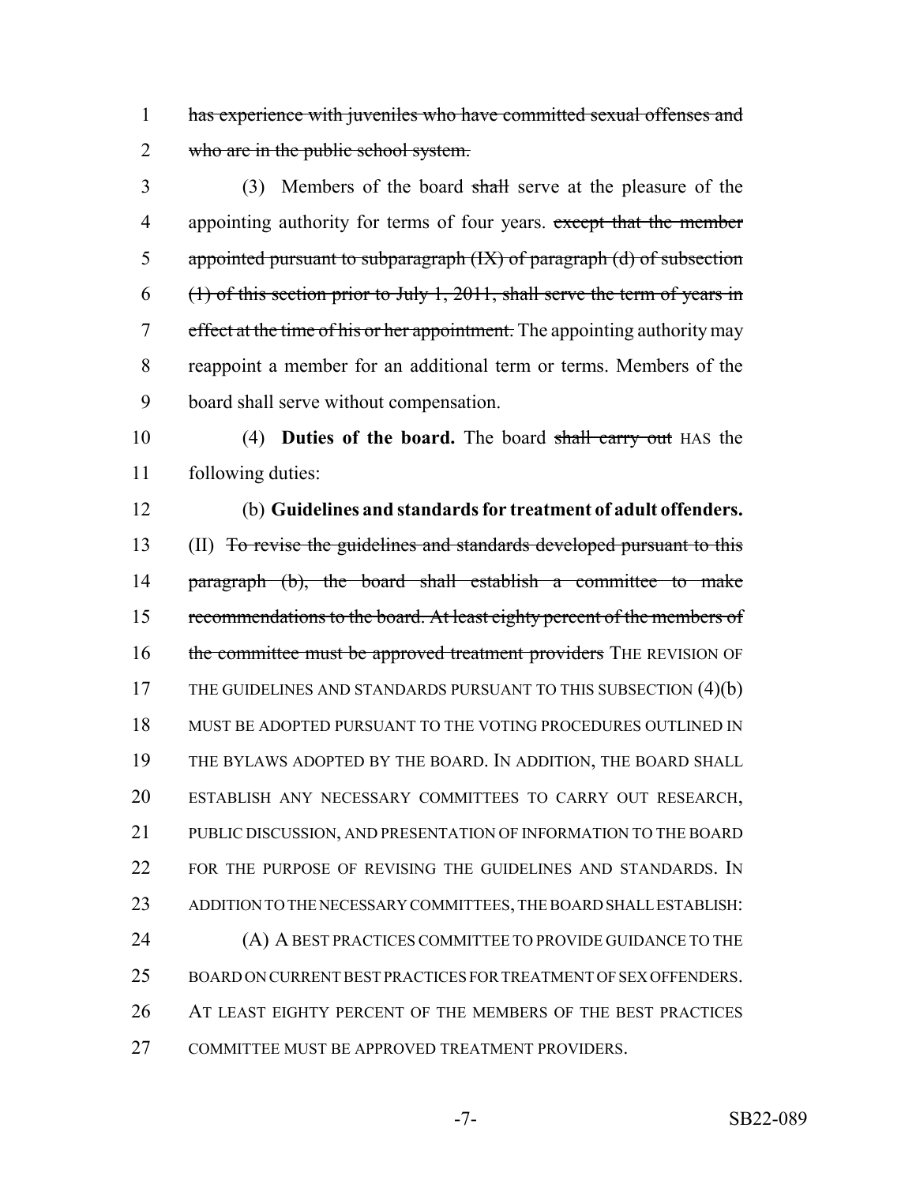has experience with juveniles who have committed sexual offenses and who are in the public school system.

(3) Members of the board shall serve at the pleasure of the appointing authority for terms of four years. except that the member appointed pursuant to subparagraph (IX) of paragraph (d) of subsection (1) of this section prior to July 1, 2011, shall serve the term of years in effect at the time of his or her appointment. The appointing authority may reappoint a member for an additional term or terms. Members of the board shall serve without compensation.

(4) **Duties of the board.** The board shall carry out HAS the following duties:

(b) **Guidelines and standards for treatment of adult offenders.**

(II) To revise the guidelines and standards developed pursuant to this paragraph (b), the board shall establish a committee to make recommendations to the board. At least eighty percent of the members of the committee must be approved treatment providers THE REVISION OF THE GUIDELINES AND STANDARDS PURSUANT TO THIS SUBSECTION (4)(b) MUST BE ADOPTED PURSUANT TO THE VOTING PROCEDURES OUTLINED IN THE BYLAWS ADOPTED BY THE BOARD. IN ADDITION, THE BOARD SHALL ESTABLISH ANY NECESSARY COMMITTEES TO CARRY OUT RESEARCH, PUBLIC DISCUSSION, AND PRESENTATION OF INFORMATION TO THE BOARD FOR THE PURPOSE OF REVISING THE GUIDELINES AND STANDARDS. IN ADDITION TO THE NECESSARY COMMITTEES, THE BOARD SHALL ESTABLISH:

(A) A BEST PRACTICES COMMITTEE TO PROVIDE GUIDANCE TO THE BOARD ON CURRENT BEST PRACTICES FOR TREATMENT OF SEX OFFENDERS. AT LEAST EIGHTY PERCENT OF THE MEMBERS OF THE BEST PRACTICES COMMITTEE MUST BE APPROVED TREATMENT PROVIDERS.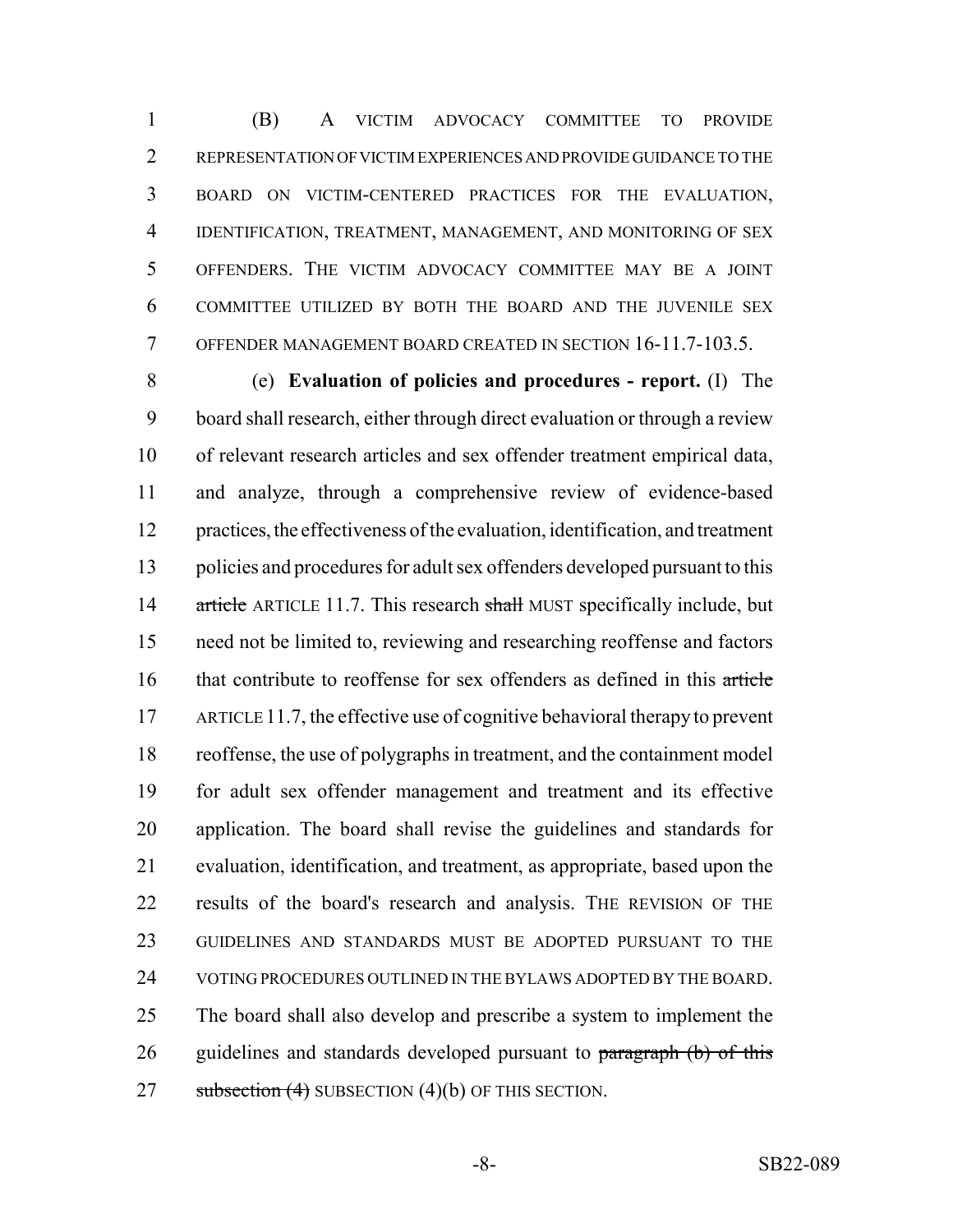(B) A VICTIM ADVOCACY COMMITTEE TO PROVIDE REPRESENTATION OF VICTIM EXPERIENCES AND PROVIDE GUIDANCE TO THE BOARD ON VICTIM-CENTERED PRACTICES FOR THE EVALUATION, IDENTIFICATION, TREATMENT, MANAGEMENT, AND MONITORING OF SEX OFFENDERS. THE VICTIM ADVOCACY COMMITTEE MAY BE A JOINT COMMITTEE UTILIZED BY BOTH THE BOARD AND THE JUVENILE SEX OFFENDER MANAGEMENT BOARD CREATED IN SECTION 16-11.7-103.5.

(e) **Evaluation of policies and procedures - report.** (I) The board shall research, either through direct evaluation or through a review of relevant research articles and sex offender treatment empirical data, and analyze, through a comprehensive review of evidence-based practices, the effectiveness of the evaluation, identification, and treatment policies and procedures for adult sex offenders developed pursuant to this ~~article~~ ARTICLE 11.7. This research ~~shall~~ MUST specifically include, but need not be limited to, reviewing and researching reoffense and factors that contribute to reoffense for sex offenders as defined in this ~~article~~ ARTICLE 11.7, the effective use of cognitive behavioral therapy to prevent reoffense, the use of polygraphs in treatment, and the containment model for adult sex offender management and treatment and its effective application. The board shall revise the guidelines and standards for evaluation, identification, and treatment, as appropriate, based upon the results of the board's research and analysis. THE REVISION OF THE GUIDELINES AND STANDARDS MUST BE ADOPTED PURSUANT TO THE VOTING PROCEDURES OUTLINED IN THE BYLAWS ADOPTED BY THE BOARD. The board shall also develop and prescribe a system to implement the guidelines and standards developed pursuant to ~~paragraph (b) of this subsection (4)~~ SUBSECTION (4)(b) OF THIS SECTION.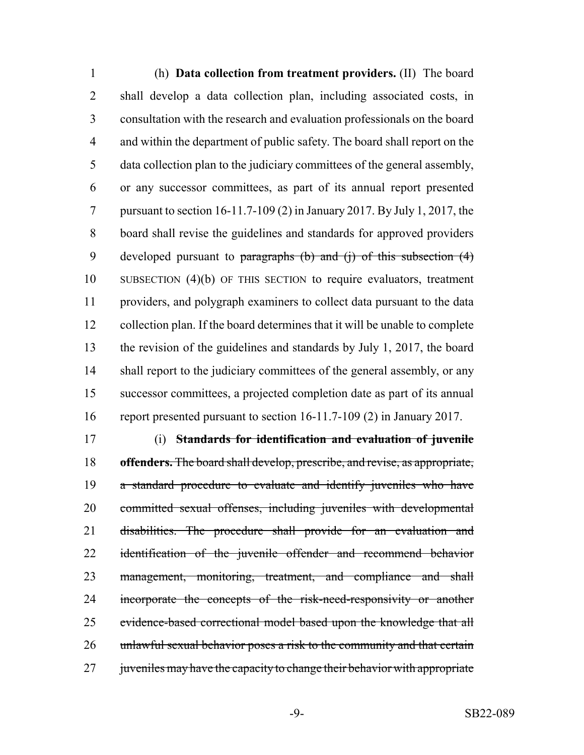(h) **Data collection from treatment providers.** (II) The board shall develop a data collection plan, including associated costs, in consultation with the research and evaluation professionals on the board and within the department of public safety. The board shall report on the data collection plan to the judiciary committees of the general assembly, or any successor committees, as part of its annual report presented pursuant to section 16-11.7-109 (2) in January 2017. By July 1, 2017, the board shall revise the guidelines and standards for approved providers developed pursuant to ~~paragraphs (b) and (j) of this subsection (4)~~ SUBSECTION (4)(b) OF THIS SECTION to require evaluators, treatment providers, and polygraph examiners to collect data pursuant to the data collection plan. If the board determines that it will be unable to complete the revision of the guidelines and standards by July 1, 2017, the board shall report to the judiciary committees of the general assembly, or any successor committees, a projected completion date as part of its annual report presented pursuant to section 16-11.7-109 (2) in January 2017.

(i) ~~**Standards for identification and evaluation of juvenile offenders.** The board shall develop, prescribe, and revise, as appropriate, a standard procedure to evaluate and identify juveniles who have committed sexual offenses, including juveniles with developmental disabilities. The procedure shall provide for an evaluation and identification of the juvenile offender and recommend behavior management, monitoring, treatment, and compliance and shall incorporate the concepts of the risk-need-responsivity or another evidence-based correctional model based upon the knowledge that all unlawful sexual behavior poses a risk to the community and that certain juveniles may have the capacity to change their behavior with appropriate~~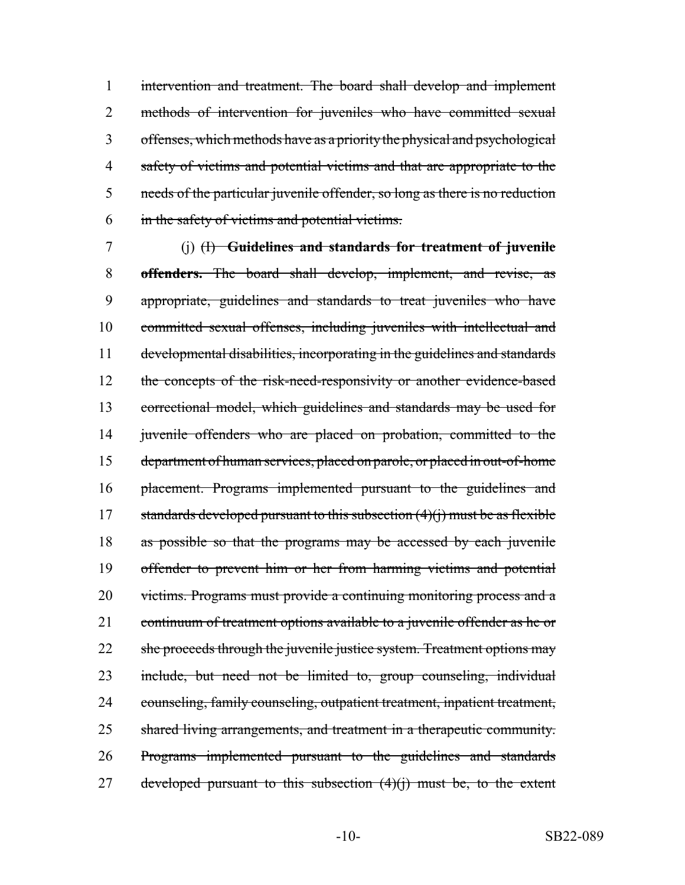1 intervention and treatment. The board shall develop and implement
2 methods of intervention for juveniles who have committed sexual
3 offenses, which methods have as a priority the physical and psychological
4 safety of victims and potential victims and that are appropriate to the
5 needs of the particular juvenile offender, so long as there is no reduction
6 in the safety of victims and potential victims.

7 (j) (I) **Guidelines and standards for treatment of juvenile**
8 **offenders.** The board shall develop, implement, and revise, as
9 appropriate, guidelines and standards to treat juveniles who have
10 committed sexual offenses, including juveniles with intellectual and
11 developmental disabilities, incorporating in the guidelines and standards
12 the concepts of the risk-need-responsivity or another evidence-based
13 correctional model, which guidelines and standards may be used for
14 juvenile offenders who are placed on probation, committed to the
15 department of human services, placed on parole, or placed in out-of-home
16 placement. Programs implemented pursuant to the guidelines and
17 standards developed pursuant to this subsection (4)(j) must be as flexible
18 as possible so that the programs may be accessed by each juvenile
19 offender to prevent him or her from harming victims and potential
20 victims. Programs must provide a continuing monitoring process and a
21 continuum of treatment options available to a juvenile offender as he or
22 she proceeds through the juvenile justice system. Treatment options may
23 include, but need not be limited to, group counseling, individual
24 counseling, family counseling, outpatient treatment, inpatient treatment,
25 shared living arrangements, and treatment in a therapeutic community.
26 Programs implemented pursuant to the guidelines and standards
27 developed pursuant to this subsection (4)(j) must be, to the extent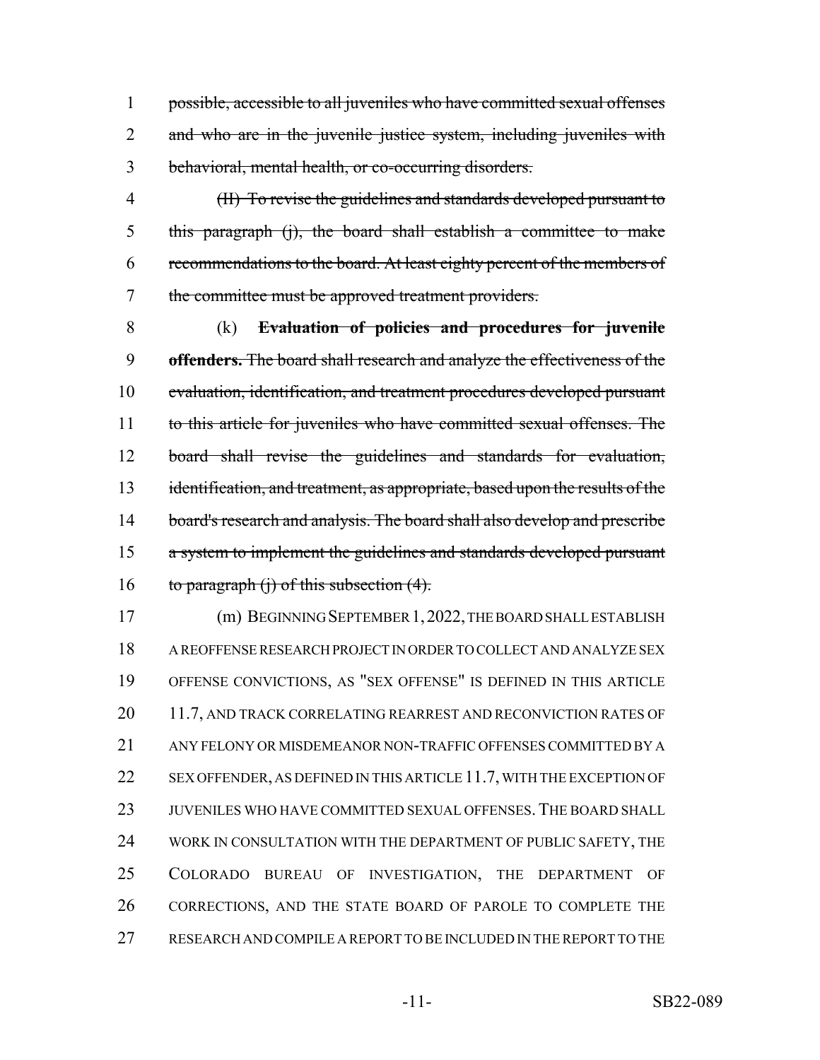1 ~~possible, accessible to all juveniles who have committed sexual offenses~~
2 ~~and who are in the juvenile justice system, including juveniles with~~
3 ~~behavioral, mental health, or co-occurring disorders.~~

4 ~~(II) To revise the guidelines and standards developed pursuant to~~
5 ~~this paragraph (j), the board shall establish a committee to make~~
6 ~~recommendations to the board. At least eighty percent of the members of~~
7 ~~the committee must be approved treatment providers.~~

8 (k) **Evaluation of policies and procedures for juvenile**
9 **offenders.** ~~The board shall research and analyze the effectiveness of the~~
10 ~~evaluation, identification, and treatment procedures developed pursuant~~
11 ~~to this article for juveniles who have committed sexual offenses. The~~
12 ~~board shall revise the guidelines and standards for evaluation,~~
13 ~~identification, and treatment, as appropriate, based upon the results of the~~
14 ~~board's research and analysis. The board shall also develop and prescribe~~
15 ~~a system to implement the guidelines and standards developed pursuant~~
16 ~~to paragraph (j) of this subsection (4).~~

17 (m) BEGINNING SEPTEMBER 1, 2022, THE BOARD SHALL ESTABLISH
18 A REOFFENSE RESEARCH PROJECT IN ORDER TO COLLECT AND ANALYZE SEX
19 OFFENSE CONVICTIONS, AS "SEX OFFENSE" IS DEFINED IN THIS ARTICLE
20 11.7, AND TRACK CORRELATING REARREST AND RECONVICTION RATES OF
21 ANY FELONY OR MISDEMEANOR NON-TRAFFIC OFFENSES COMMITTED BY A
22 SEX OFFENDER, AS DEFINED IN THIS ARTICLE 11.7, WITH THE EXCEPTION OF
23 JUVENILES WHO HAVE COMMITTED SEXUAL OFFENSES. THE BOARD SHALL
24 WORK IN CONSULTATION WITH THE DEPARTMENT OF PUBLIC SAFETY, THE
25 COLORADO BUREAU OF INVESTIGATION, THE DEPARTMENT OF
26 CORRECTIONS, AND THE STATE BOARD OF PAROLE TO COMPLETE THE
27 RESEARCH AND COMPILE A REPORT TO BE INCLUDED IN THE REPORT TO THE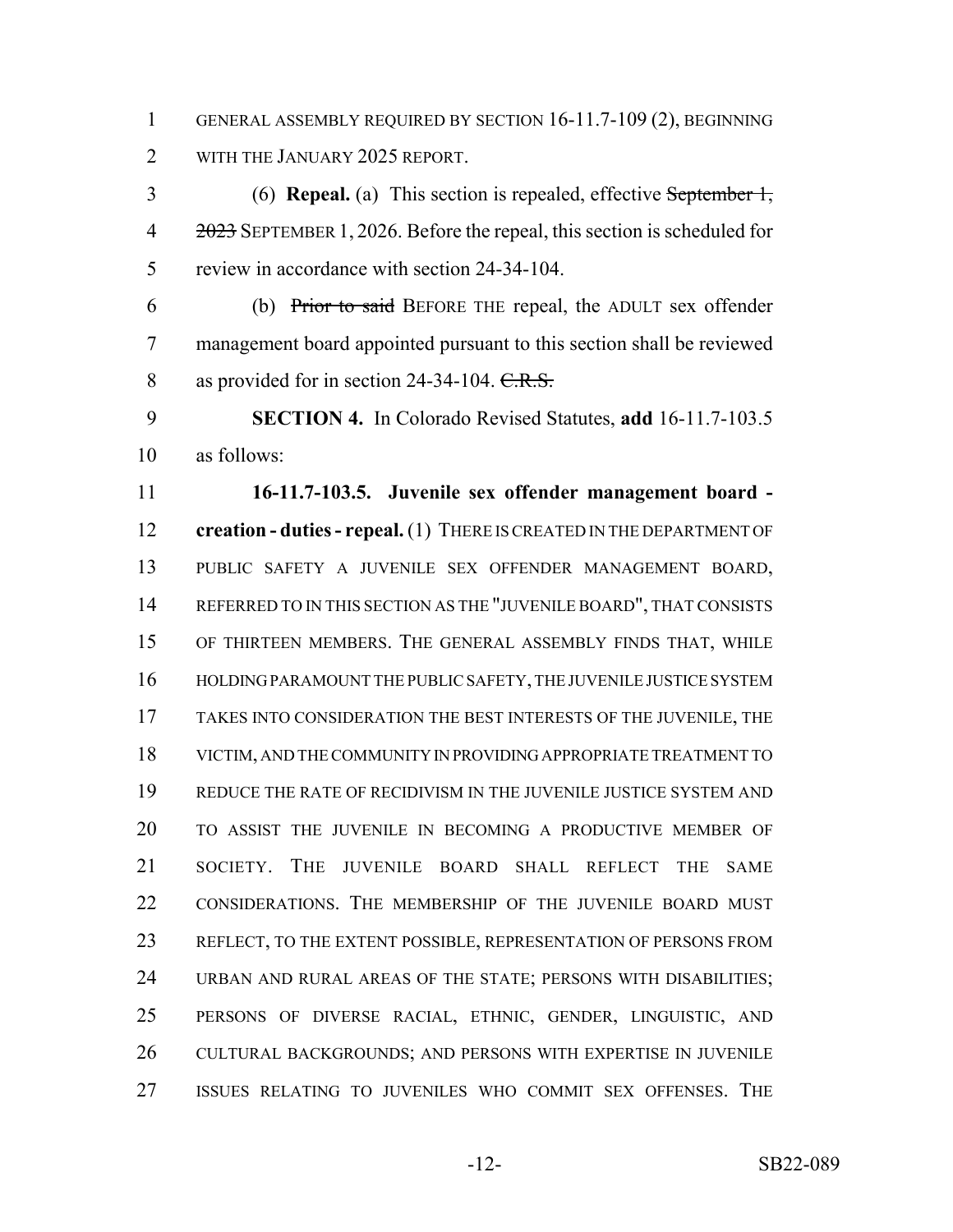GENERAL ASSEMBLY REQUIRED BY SECTION 16-11.7-109 (2), BEGINNING WITH THE JANUARY 2025 REPORT.

(6) **Repeal.** (a) This section is repealed, effective ~~September 1, 2023~~ SEPTEMBER 1, 2026. Before the repeal, this section is scheduled for review in accordance with section 24-34-104.

(b) ~~Prior to said~~ BEFORE THE repeal, the ADULT sex offender management board appointed pursuant to this section shall be reviewed as provided for in section 24-34-104. ~~C.R.S.~~

**SECTION 4.** In Colorado Revised Statutes, **add** 16-11.7-103.5 as follows:

**16-11.7-103.5. Juvenile sex offender management board - creation - duties - repeal.** (1) THERE IS CREATED IN THE DEPARTMENT OF PUBLIC SAFETY A JUVENILE SEX OFFENDER MANAGEMENT BOARD, REFERRED TO IN THIS SECTION AS THE "JUVENILE BOARD", THAT CONSISTS OF THIRTEEN MEMBERS. THE GENERAL ASSEMBLY FINDS THAT, WHILE HOLDING PARAMOUNT THE PUBLIC SAFETY, THE JUVENILE JUSTICE SYSTEM TAKES INTO CONSIDERATION THE BEST INTERESTS OF THE JUVENILE, THE VICTIM, AND THE COMMUNITY IN PROVIDING APPROPRIATE TREATMENT TO REDUCE THE RATE OF RECIDIVISM IN THE JUVENILE JUSTICE SYSTEM AND TO ASSIST THE JUVENILE IN BECOMING A PRODUCTIVE MEMBER OF SOCIETY. THE JUVENILE BOARD SHALL REFLECT THE SAME CONSIDERATIONS. THE MEMBERSHIP OF THE JUVENILE BOARD MUST REFLECT, TO THE EXTENT POSSIBLE, REPRESENTATION OF PERSONS FROM URBAN AND RURAL AREAS OF THE STATE; PERSONS WITH DISABILITIES; PERSONS OF DIVERSE RACIAL, ETHNIC, GENDER, LINGUISTIC, AND CULTURAL BACKGROUNDS; AND PERSONS WITH EXPERTISE IN JUVENILE ISSUES RELATING TO JUVENILES WHO COMMIT SEX OFFENSES. THE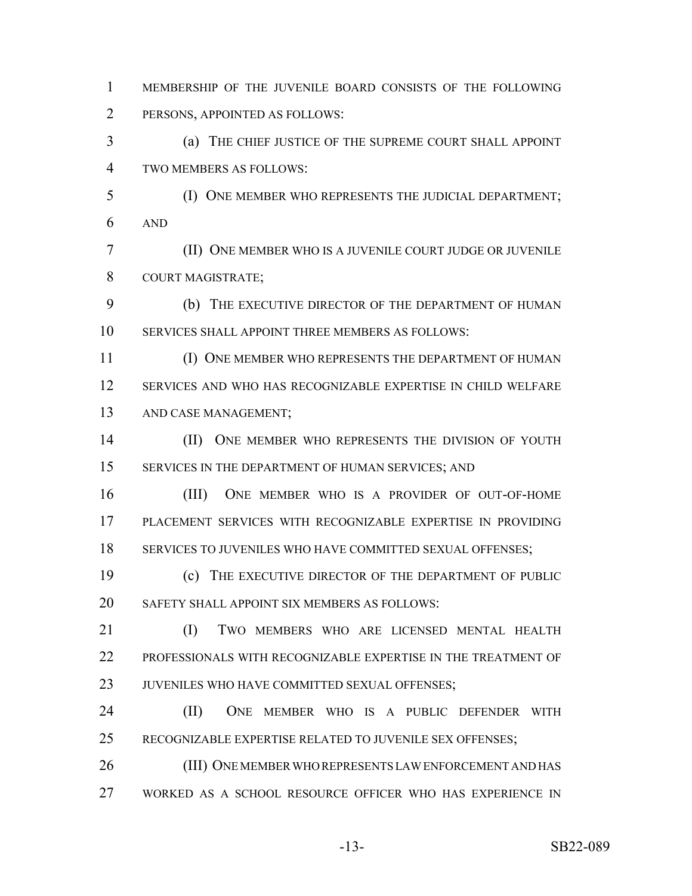MEMBERSHIP OF THE JUVENILE BOARD CONSISTS OF THE FOLLOWING PERSONS, APPOINTED AS FOLLOWS:

(a) THE CHIEF JUSTICE OF THE SUPREME COURT SHALL APPOINT TWO MEMBERS AS FOLLOWS:

(I) ONE MEMBER WHO REPRESENTS THE JUDICIAL DEPARTMENT; AND

(II) ONE MEMBER WHO IS A JUVENILE COURT JUDGE OR JUVENILE COURT MAGISTRATE;

(b) THE EXECUTIVE DIRECTOR OF THE DEPARTMENT OF HUMAN SERVICES SHALL APPOINT THREE MEMBERS AS FOLLOWS:

(I) ONE MEMBER WHO REPRESENTS THE DEPARTMENT OF HUMAN SERVICES AND WHO HAS RECOGNIZABLE EXPERTISE IN CHILD WELFARE AND CASE MANAGEMENT;

(II) ONE MEMBER WHO REPRESENTS THE DIVISION OF YOUTH SERVICES IN THE DEPARTMENT OF HUMAN SERVICES; AND

(III) ONE MEMBER WHO IS A PROVIDER OF OUT-OF-HOME PLACEMENT SERVICES WITH RECOGNIZABLE EXPERTISE IN PROVIDING SERVICES TO JUVENILES WHO HAVE COMMITTED SEXUAL OFFENSES;

(c) THE EXECUTIVE DIRECTOR OF THE DEPARTMENT OF PUBLIC SAFETY SHALL APPOINT SIX MEMBERS AS FOLLOWS:

(I) TWO MEMBERS WHO ARE LICENSED MENTAL HEALTH PROFESSIONALS WITH RECOGNIZABLE EXPERTISE IN THE TREATMENT OF JUVENILES WHO HAVE COMMITTED SEXUAL OFFENSES;

(II) ONE MEMBER WHO IS A PUBLIC DEFENDER WITH RECOGNIZABLE EXPERTISE RELATED TO JUVENILE SEX OFFENSES;

(III) ONE MEMBER WHO REPRESENTS LAW ENFORCEMENT AND HAS WORKED AS A SCHOOL RESOURCE OFFICER WHO HAS EXPERIENCE IN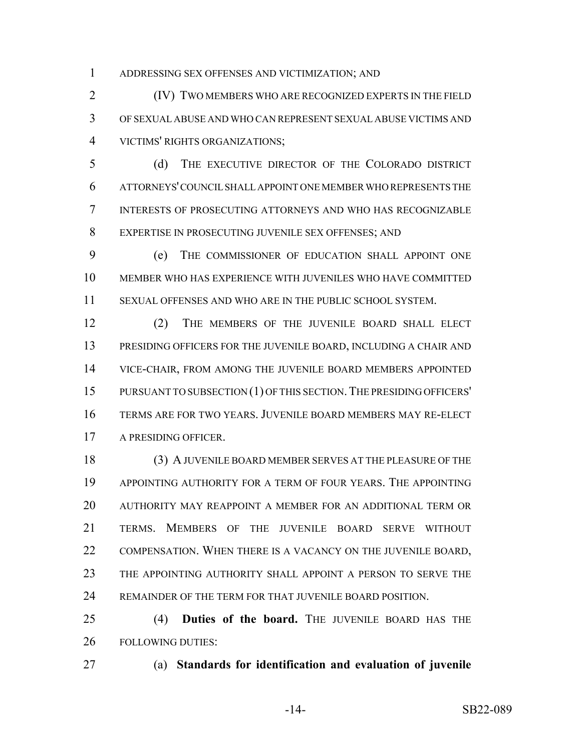ADDRESSING SEX OFFENSES AND VICTIMIZATION; AND

(IV) TWO MEMBERS WHO ARE RECOGNIZED EXPERTS IN THE FIELD OF SEXUAL ABUSE AND WHO CAN REPRESENT SEXUAL ABUSE VICTIMS AND VICTIMS' RIGHTS ORGANIZATIONS;

(d) THE EXECUTIVE DIRECTOR OF THE COLORADO DISTRICT ATTORNEYS' COUNCIL SHALL APPOINT ONE MEMBER WHO REPRESENTS THE INTERESTS OF PROSECUTING ATTORNEYS AND WHO HAS RECOGNIZABLE EXPERTISE IN PROSECUTING JUVENILE SEX OFFENSES; AND

(e) THE COMMISSIONER OF EDUCATION SHALL APPOINT ONE MEMBER WHO HAS EXPERIENCE WITH JUVENILES WHO HAVE COMMITTED SEXUAL OFFENSES AND WHO ARE IN THE PUBLIC SCHOOL SYSTEM.

(2) THE MEMBERS OF THE JUVENILE BOARD SHALL ELECT PRESIDING OFFICERS FOR THE JUVENILE BOARD, INCLUDING A CHAIR AND VICE-CHAIR, FROM AMONG THE JUVENILE BOARD MEMBERS APPOINTED PURSUANT TO SUBSECTION (1) OF THIS SECTION. THE PRESIDING OFFICERS' TERMS ARE FOR TWO YEARS. JUVENILE BOARD MEMBERS MAY RE-ELECT A PRESIDING OFFICER.

(3) A JUVENILE BOARD MEMBER SERVES AT THE PLEASURE OF THE APPOINTING AUTHORITY FOR A TERM OF FOUR YEARS. THE APPOINTING AUTHORITY MAY REAPPOINT A MEMBER FOR AN ADDITIONAL TERM OR TERMS. MEMBERS OF THE JUVENILE BOARD SERVE WITHOUT COMPENSATION. WHEN THERE IS A VACANCY ON THE JUVENILE BOARD, THE APPOINTING AUTHORITY SHALL APPOINT A PERSON TO SERVE THE REMAINDER OF THE TERM FOR THAT JUVENILE BOARD POSITION.

(4) **Duties of the board.** THE JUVENILE BOARD HAS THE FOLLOWING DUTIES:

(a) **Standards for identification and evaluation of juvenile**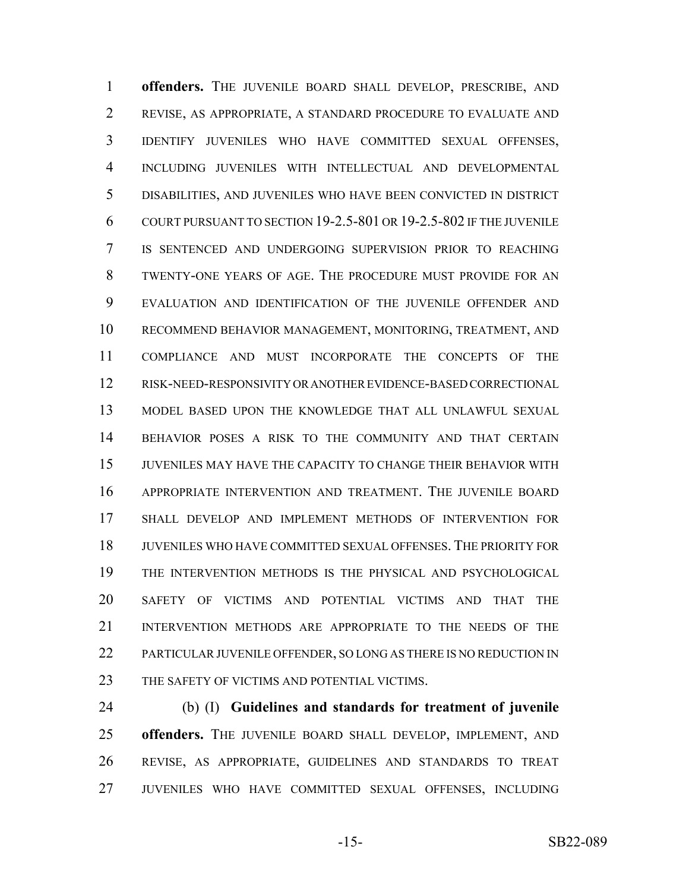**offenders.** THE JUVENILE BOARD SHALL DEVELOP, PRESCRIBE, AND REVISE, AS APPROPRIATE, A STANDARD PROCEDURE TO EVALUATE AND IDENTIFY JUVENILES WHO HAVE COMMITTED SEXUAL OFFENSES, INCLUDING JUVENILES WITH INTELLECTUAL AND DEVELOPMENTAL DISABILITIES, AND JUVENILES WHO HAVE BEEN CONVICTED IN DISTRICT COURT PURSUANT TO SECTION 19-2.5-801 OR 19-2.5-802 IF THE JUVENILE IS SENTENCED AND UNDERGOING SUPERVISION PRIOR TO REACHING TWENTY-ONE YEARS OF AGE. THE PROCEDURE MUST PROVIDE FOR AN EVALUATION AND IDENTIFICATION OF THE JUVENILE OFFENDER AND RECOMMEND BEHAVIOR MANAGEMENT, MONITORING, TREATMENT, AND COMPLIANCE AND MUST INCORPORATE THE CONCEPTS OF THE RISK-NEED-RESPONSIVITY OR ANOTHER EVIDENCE-BASED CORRECTIONAL MODEL BASED UPON THE KNOWLEDGE THAT ALL UNLAWFUL SEXUAL BEHAVIOR POSES A RISK TO THE COMMUNITY AND THAT CERTAIN JUVENILES MAY HAVE THE CAPACITY TO CHANGE THEIR BEHAVIOR WITH APPROPRIATE INTERVENTION AND TREATMENT. THE JUVENILE BOARD SHALL DEVELOP AND IMPLEMENT METHODS OF INTERVENTION FOR JUVENILES WHO HAVE COMMITTED SEXUAL OFFENSES. THE PRIORITY FOR THE INTERVENTION METHODS IS THE PHYSICAL AND PSYCHOLOGICAL SAFETY OF VICTIMS AND POTENTIAL VICTIMS AND THAT THE INTERVENTION METHODS ARE APPROPRIATE TO THE NEEDS OF THE PARTICULAR JUVENILE OFFENDER, SO LONG AS THERE IS NO REDUCTION IN THE SAFETY OF VICTIMS AND POTENTIAL VICTIMS.

(b) (I) **Guidelines and standards for treatment of juvenile offenders.** THE JUVENILE BOARD SHALL DEVELOP, IMPLEMENT, AND REVISE, AS APPROPRIATE, GUIDELINES AND STANDARDS TO TREAT JUVENILES WHO HAVE COMMITTED SEXUAL OFFENSES, INCLUDING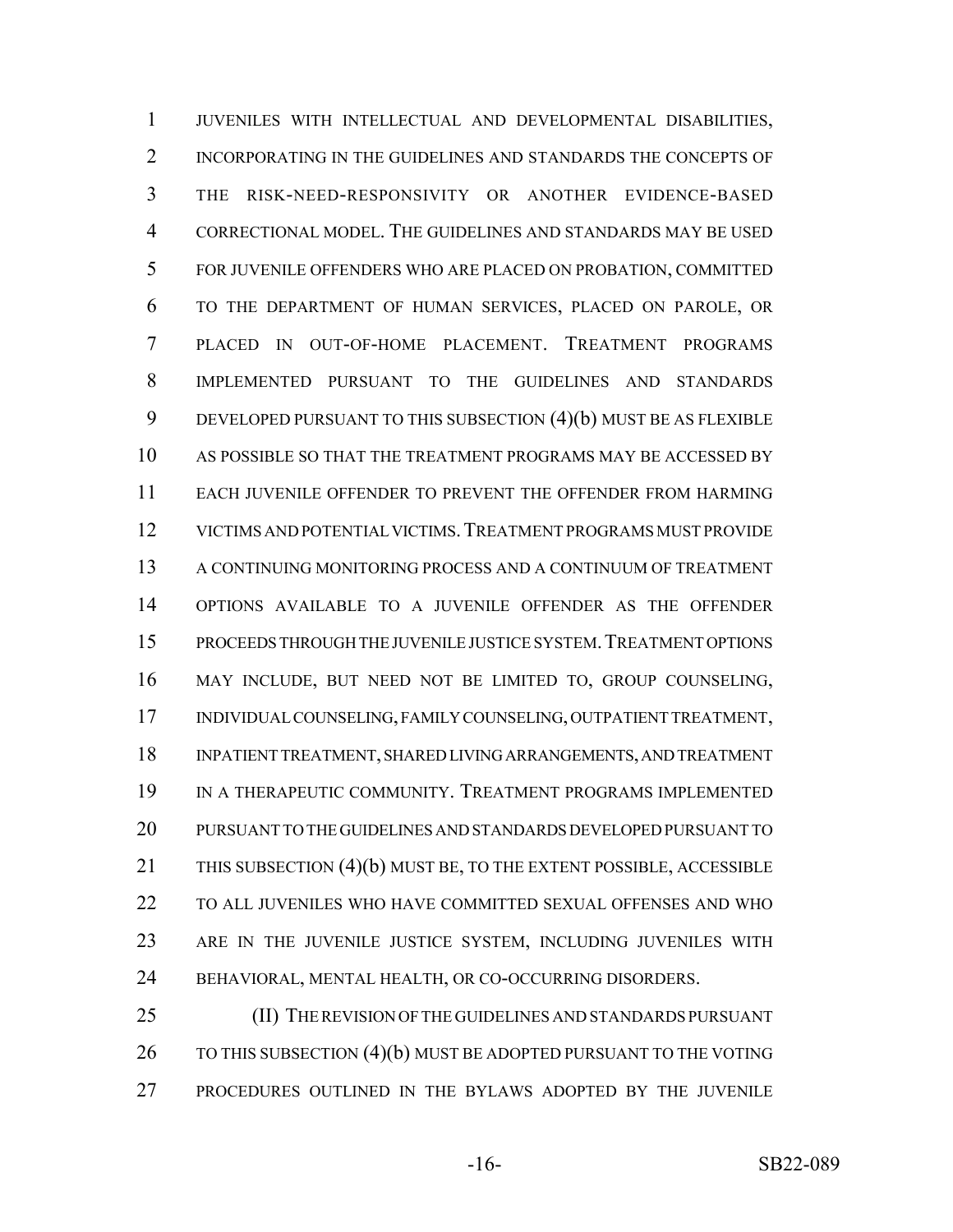JUVENILES WITH INTELLECTUAL AND DEVELOPMENTAL DISABILITIES, INCORPORATING IN THE GUIDELINES AND STANDARDS THE CONCEPTS OF THE RISK-NEED-RESPONSIVITY OR ANOTHER EVIDENCE-BASED CORRECTIONAL MODEL. THE GUIDELINES AND STANDARDS MAY BE USED FOR JUVENILE OFFENDERS WHO ARE PLACED ON PROBATION, COMMITTED TO THE DEPARTMENT OF HUMAN SERVICES, PLACED ON PAROLE, OR PLACED IN OUT-OF-HOME PLACEMENT. TREATMENT PROGRAMS IMPLEMENTED PURSUANT TO THE GUIDELINES AND STANDARDS DEVELOPED PURSUANT TO THIS SUBSECTION (4)(b) MUST BE AS FLEXIBLE AS POSSIBLE SO THAT THE TREATMENT PROGRAMS MAY BE ACCESSED BY EACH JUVENILE OFFENDER TO PREVENT THE OFFENDER FROM HARMING VICTIMS AND POTENTIAL VICTIMS. TREATMENT PROGRAMS MUST PROVIDE A CONTINUING MONITORING PROCESS AND A CONTINUUM OF TREATMENT OPTIONS AVAILABLE TO A JUVENILE OFFENDER AS THE OFFENDER PROCEEDS THROUGH THE JUVENILE JUSTICE SYSTEM. TREATMENT OPTIONS MAY INCLUDE, BUT NEED NOT BE LIMITED TO, GROUP COUNSELING, INDIVIDUAL COUNSELING, FAMILY COUNSELING, OUTPATIENT TREATMENT, INPATIENT TREATMENT, SHARED LIVING ARRANGEMENTS, AND TREATMENT IN A THERAPEUTIC COMMUNITY. TREATMENT PROGRAMS IMPLEMENTED PURSUANT TO THE GUIDELINES AND STANDARDS DEVELOPED PURSUANT TO THIS SUBSECTION (4)(b) MUST BE, TO THE EXTENT POSSIBLE, ACCESSIBLE TO ALL JUVENILES WHO HAVE COMMITTED SEXUAL OFFENSES AND WHO ARE IN THE JUVENILE JUSTICE SYSTEM, INCLUDING JUVENILES WITH BEHAVIORAL, MENTAL HEALTH, OR CO-OCCURRING DISORDERS.

(II) THE REVISION OF THE GUIDELINES AND STANDARDS PURSUANT TO THIS SUBSECTION (4)(b) MUST BE ADOPTED PURSUANT TO THE VOTING PROCEDURES OUTLINED IN THE BYLAWS ADOPTED BY THE JUVENILE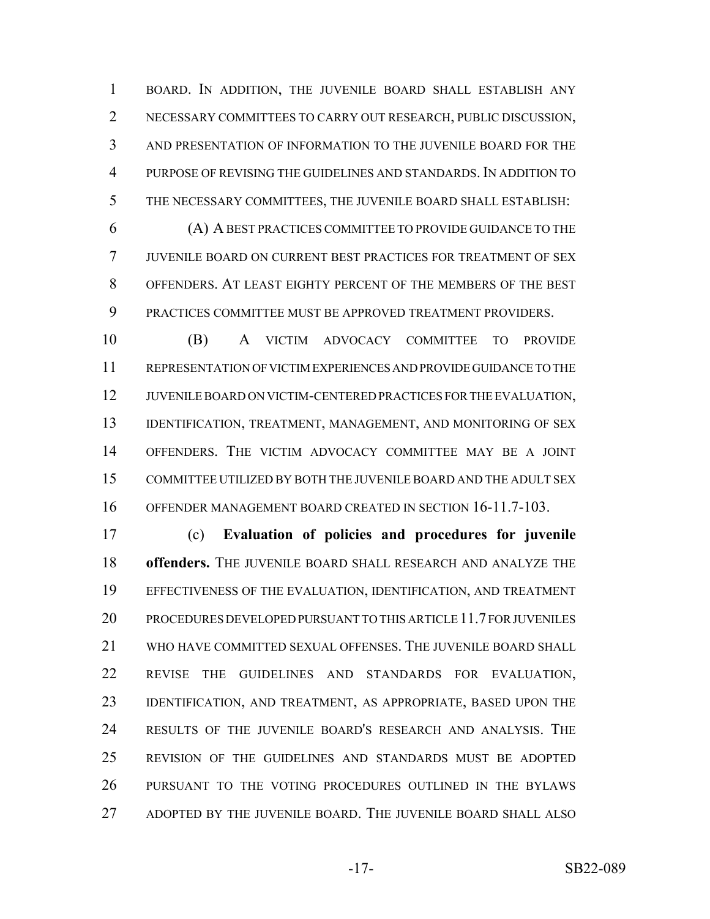BOARD. IN ADDITION, THE JUVENILE BOARD SHALL ESTABLISH ANY NECESSARY COMMITTEES TO CARRY OUT RESEARCH, PUBLIC DISCUSSION, AND PRESENTATION OF INFORMATION TO THE JUVENILE BOARD FOR THE PURPOSE OF REVISING THE GUIDELINES AND STANDARDS. IN ADDITION TO THE NECESSARY COMMITTEES, THE JUVENILE BOARD SHALL ESTABLISH:

(A) A BEST PRACTICES COMMITTEE TO PROVIDE GUIDANCE TO THE JUVENILE BOARD ON CURRENT BEST PRACTICES FOR TREATMENT OF SEX OFFENDERS. AT LEAST EIGHTY PERCENT OF THE MEMBERS OF THE BEST PRACTICES COMMITTEE MUST BE APPROVED TREATMENT PROVIDERS.

(B) A VICTIM ADVOCACY COMMITTEE TO PROVIDE REPRESENTATION OF VICTIM EXPERIENCES AND PROVIDE GUIDANCE TO THE JUVENILE BOARD ON VICTIM-CENTERED PRACTICES FOR THE EVALUATION, IDENTIFICATION, TREATMENT, MANAGEMENT, AND MONITORING OF SEX OFFENDERS. THE VICTIM ADVOCACY COMMITTEE MAY BE A JOINT COMMITTEE UTILIZED BY BOTH THE JUVENILE BOARD AND THE ADULT SEX OFFENDER MANAGEMENT BOARD CREATED IN SECTION 16-11.7-103.

(c) **Evaluation of policies and procedures for juvenile offenders.** THE JUVENILE BOARD SHALL RESEARCH AND ANALYZE THE EFFECTIVENESS OF THE EVALUATION, IDENTIFICATION, AND TREATMENT PROCEDURES DEVELOPED PURSUANT TO THIS ARTICLE 11.7 FOR JUVENILES WHO HAVE COMMITTED SEXUAL OFFENSES. THE JUVENILE BOARD SHALL REVISE THE GUIDELINES AND STANDARDS FOR EVALUATION, IDENTIFICATION, AND TREATMENT, AS APPROPRIATE, BASED UPON THE RESULTS OF THE JUVENILE BOARD'S RESEARCH AND ANALYSIS. THE REVISION OF THE GUIDELINES AND STANDARDS MUST BE ADOPTED PURSUANT TO THE VOTING PROCEDURES OUTLINED IN THE BYLAWS ADOPTED BY THE JUVENILE BOARD. THE JUVENILE BOARD SHALL ALSO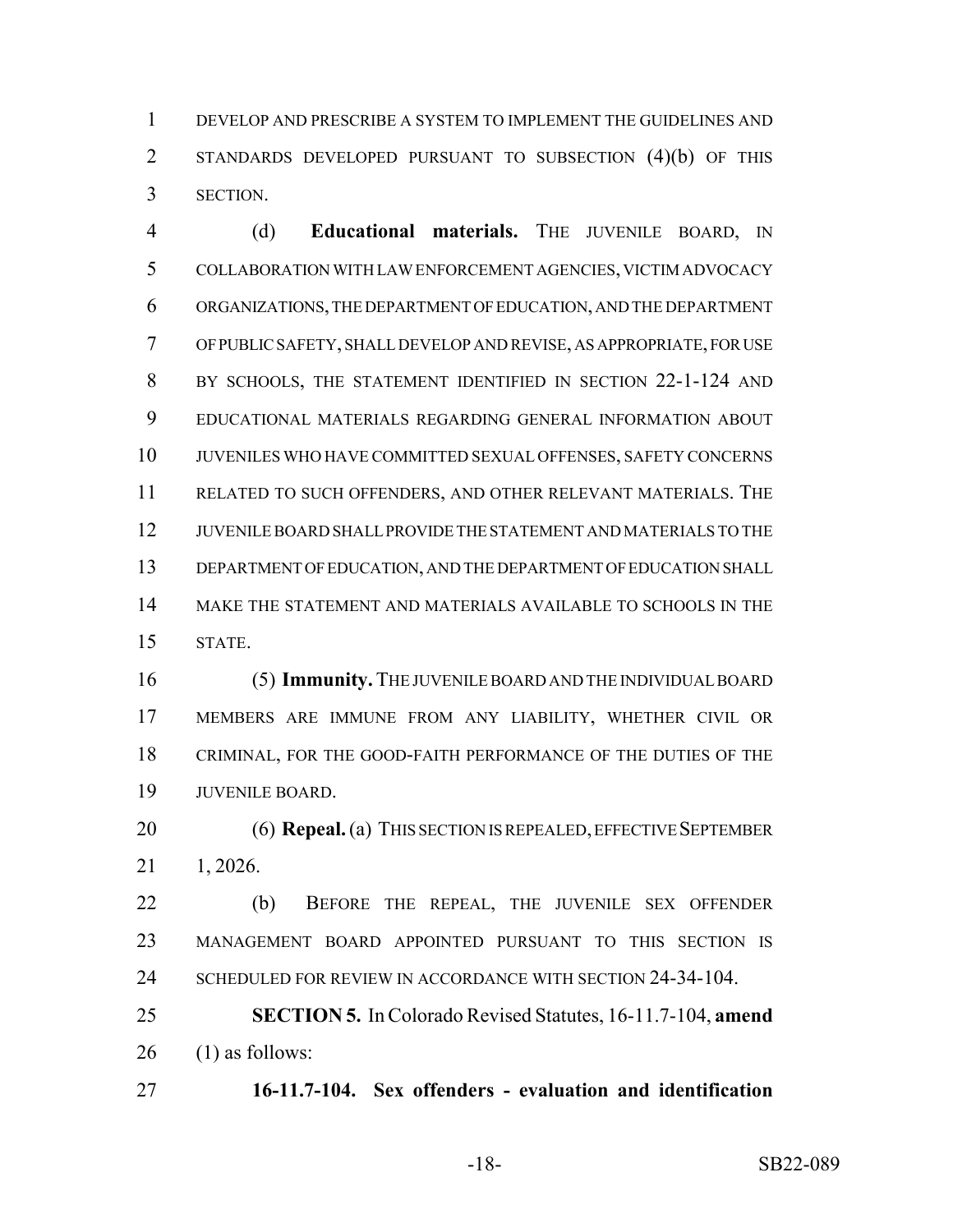DEVELOP AND PRESCRIBE A SYSTEM TO IMPLEMENT THE GUIDELINES AND STANDARDS DEVELOPED PURSUANT TO SUBSECTION (4)(b) OF THIS SECTION.

(d) **Educational materials.** THE JUVENILE BOARD, IN COLLABORATION WITH LAW ENFORCEMENT AGENCIES, VICTIM ADVOCACY ORGANIZATIONS, THE DEPARTMENT OF EDUCATION, AND THE DEPARTMENT OF PUBLIC SAFETY, SHALL DEVELOP AND REVISE, AS APPROPRIATE, FOR USE BY SCHOOLS, THE STATEMENT IDENTIFIED IN SECTION 22-1-124 AND EDUCATIONAL MATERIALS REGARDING GENERAL INFORMATION ABOUT JUVENILES WHO HAVE COMMITTED SEXUAL OFFENSES, SAFETY CONCERNS RELATED TO SUCH OFFENDERS, AND OTHER RELEVANT MATERIALS. THE JUVENILE BOARD SHALL PROVIDE THE STATEMENT AND MATERIALS TO THE DEPARTMENT OF EDUCATION, AND THE DEPARTMENT OF EDUCATION SHALL MAKE THE STATEMENT AND MATERIALS AVAILABLE TO SCHOOLS IN THE STATE.

(5) **Immunity.** THE JUVENILE BOARD AND THE INDIVIDUAL BOARD MEMBERS ARE IMMUNE FROM ANY LIABILITY, WHETHER CIVIL OR CRIMINAL, FOR THE GOOD-FAITH PERFORMANCE OF THE DUTIES OF THE JUVENILE BOARD.

(6) **Repeal.** (a) THIS SECTION IS REPEALED, EFFECTIVE SEPTEMBER 1, 2026.

(b) BEFORE THE REPEAL, THE JUVENILE SEX OFFENDER MANAGEMENT BOARD APPOINTED PURSUANT TO THIS SECTION IS SCHEDULED FOR REVIEW IN ACCORDANCE WITH SECTION 24-34-104.

**SECTION 5.** In Colorado Revised Statutes, 16-11.7-104, **amend** (1) as follows:

**16-11.7-104. Sex offenders - evaluation and identification**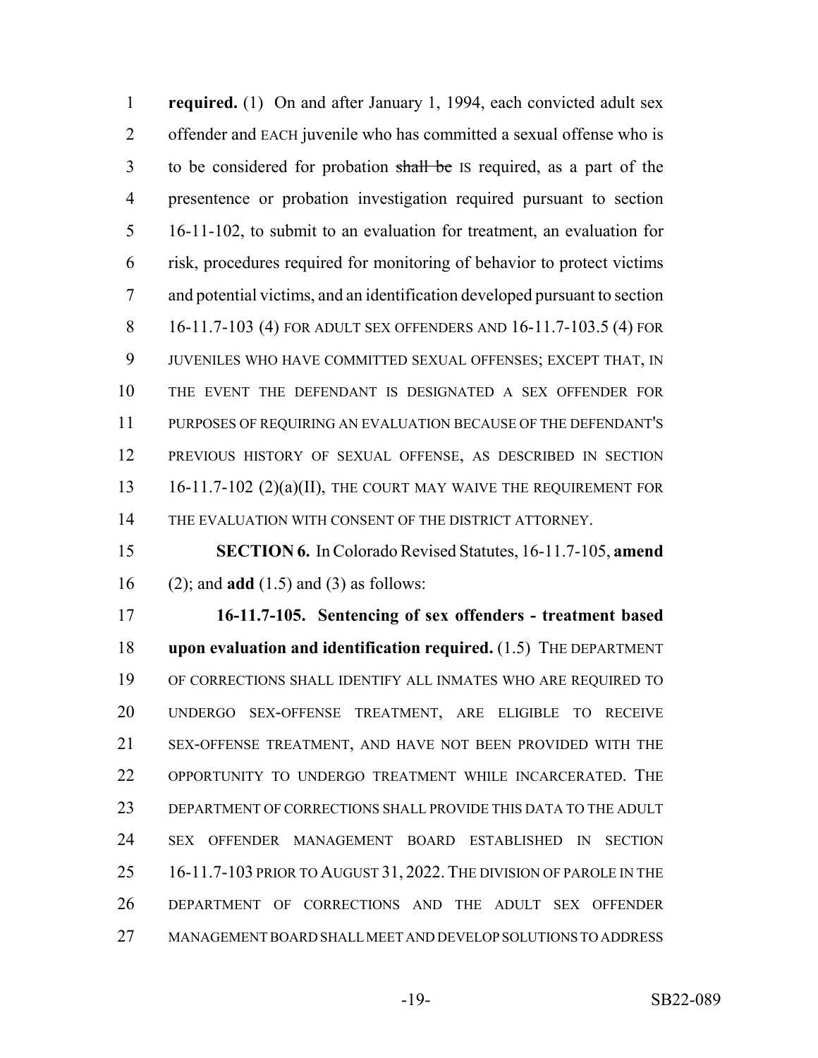**required.** (1) On and after January 1, 1994, each convicted adult sex offender and EACH juvenile who has committed a sexual offense who is to be considered for probation ~~shall be~~ IS required, as a part of the presentence or probation investigation required pursuant to section 16-11-102, to submit to an evaluation for treatment, an evaluation for risk, procedures required for monitoring of behavior to protect victims and potential victims, and an identification developed pursuant to section 16-11.7-103 (4) FOR ADULT SEX OFFENDERS AND 16-11.7-103.5 (4) FOR JUVENILES WHO HAVE COMMITTED SEXUAL OFFENSES; EXCEPT THAT, IN THE EVENT THE DEFENDANT IS DESIGNATED A SEX OFFENDER FOR PURPOSES OF REQUIRING AN EVALUATION BECAUSE OF THE DEFENDANT'S PREVIOUS HISTORY OF SEXUAL OFFENSE, AS DESCRIBED IN SECTION 16-11.7-102 (2)(a)(II), THE COURT MAY WAIVE THE REQUIREMENT FOR THE EVALUATION WITH CONSENT OF THE DISTRICT ATTORNEY.

**SECTION 6.** In Colorado Revised Statutes, 16-11.7-105, **amend** (2); and **add** (1.5) and (3) as follows:

**16-11.7-105. Sentencing of sex offenders - treatment based upon evaluation and identification required.** (1.5) THE DEPARTMENT OF CORRECTIONS SHALL IDENTIFY ALL INMATES WHO ARE REQUIRED TO UNDERGO SEX-OFFENSE TREATMENT, ARE ELIGIBLE TO RECEIVE SEX-OFFENSE TREATMENT, AND HAVE NOT BEEN PROVIDED WITH THE OPPORTUNITY TO UNDERGO TREATMENT WHILE INCARCERATED. THE DEPARTMENT OF CORRECTIONS SHALL PROVIDE THIS DATA TO THE ADULT SEX OFFENDER MANAGEMENT BOARD ESTABLISHED IN SECTION 16-11.7-103 PRIOR TO AUGUST 31, 2022. THE DIVISION OF PAROLE IN THE DEPARTMENT OF CORRECTIONS AND THE ADULT SEX OFFENDER MANAGEMENT BOARD SHALL MEET AND DEVELOP SOLUTIONS TO ADDRESS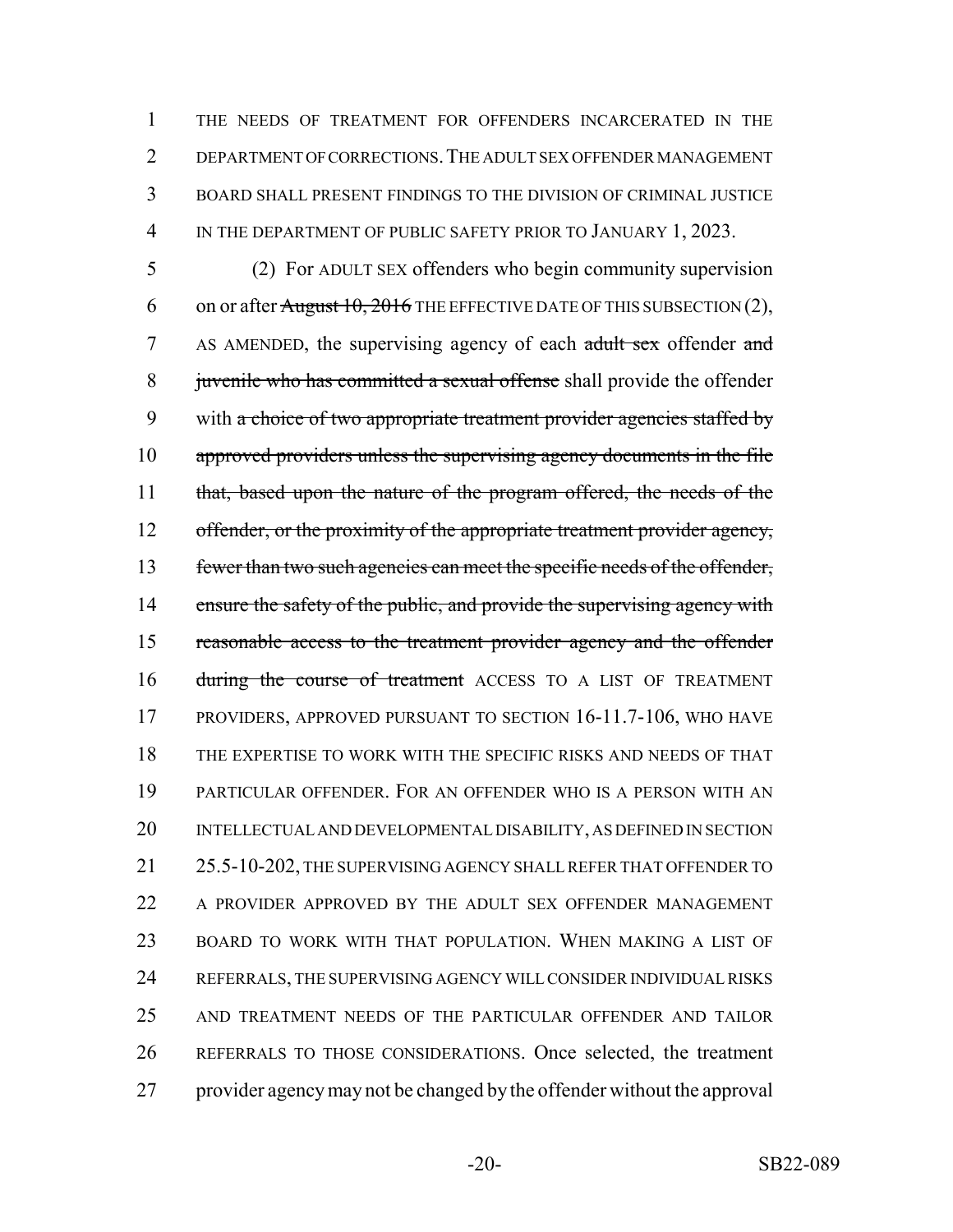THE NEEDS OF TREATMENT FOR OFFENDERS INCARCERATED IN THE DEPARTMENT OF CORRECTIONS. THE ADULT SEX OFFENDER MANAGEMENT BOARD SHALL PRESENT FINDINGS TO THE DIVISION OF CRIMINAL JUSTICE IN THE DEPARTMENT OF PUBLIC SAFETY PRIOR TO JANUARY 1, 2023.

(2) For ADULT SEX offenders who begin community supervision on or after ~~August 10, 2016~~ THE EFFECTIVE DATE OF THIS SUBSECTION (2), AS AMENDED, the supervising agency of each ~~adult sex~~ offender ~~and juvenile who has committed a sexual offense~~ shall provide the offender with ~~a choice of two appropriate treatment provider agencies staffed by approved providers unless the supervising agency documents in the file that, based upon the nature of the program offered, the needs of the offender, or the proximity of the appropriate treatment provider agency, fewer than two such agencies can meet the specific needs of the offender, ensure the safety of the public, and provide the supervising agency with reasonable access to the treatment provider agency and the offender during the course of treatment~~ ACCESS TO A LIST OF TREATMENT PROVIDERS, APPROVED PURSUANT TO SECTION 16-11.7-106, WHO HAVE THE EXPERTISE TO WORK WITH THE SPECIFIC RISKS AND NEEDS OF THAT PARTICULAR OFFENDER. FOR AN OFFENDER WHO IS A PERSON WITH AN INTELLECTUAL AND DEVELOPMENTAL DISABILITY, AS DEFINED IN SECTION 25.5-10-202, THE SUPERVISING AGENCY SHALL REFER THAT OFFENDER TO A PROVIDER APPROVED BY THE ADULT SEX OFFENDER MANAGEMENT BOARD TO WORK WITH THAT POPULATION. WHEN MAKING A LIST OF REFERRALS, THE SUPERVISING AGENCY WILL CONSIDER INDIVIDUAL RISKS AND TREATMENT NEEDS OF THE PARTICULAR OFFENDER AND TAILOR REFERRALS TO THOSE CONSIDERATIONS. Once selected, the treatment provider agency may not be changed by the offender without the approval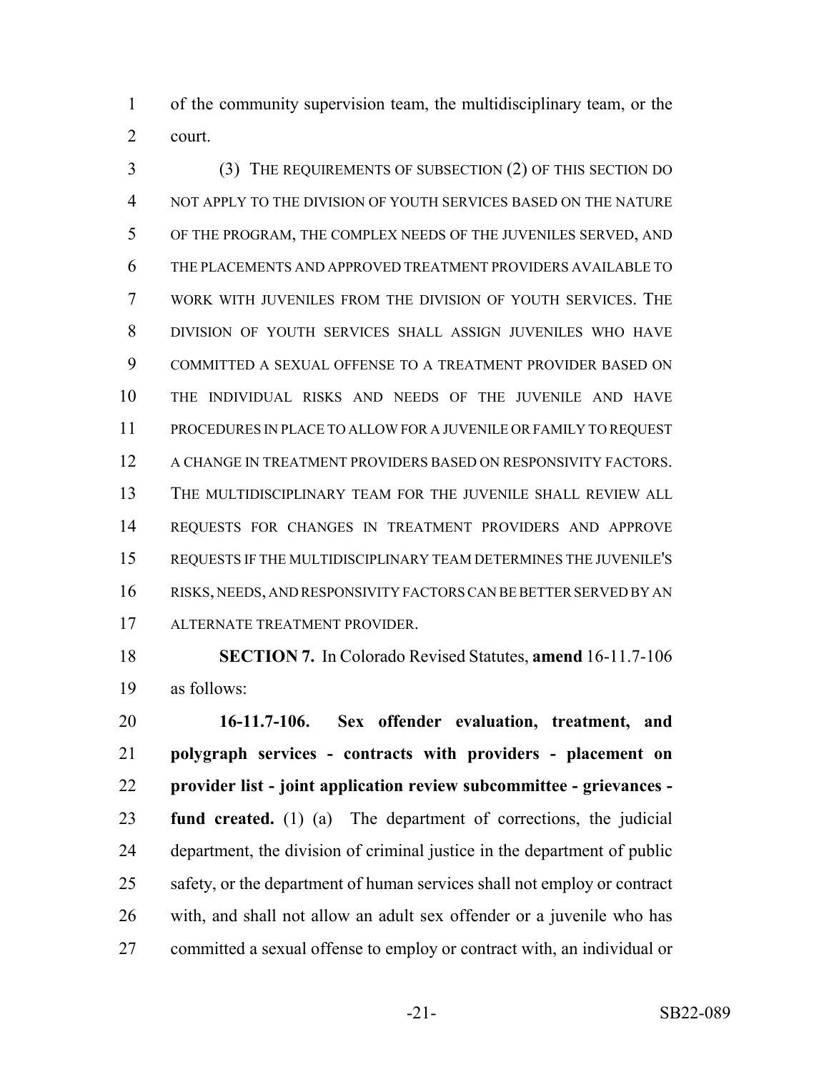of the community supervision team, the multidisciplinary team, or the court.

(3) THE REQUIREMENTS OF SUBSECTION (2) OF THIS SECTION DO NOT APPLY TO THE DIVISION OF YOUTH SERVICES BASED ON THE NATURE OF THE PROGRAM, THE COMPLEX NEEDS OF THE JUVENILES SERVED, AND THE PLACEMENTS AND APPROVED TREATMENT PROVIDERS AVAILABLE TO WORK WITH JUVENILES FROM THE DIVISION OF YOUTH SERVICES. THE DIVISION OF YOUTH SERVICES SHALL ASSIGN JUVENILES WHO HAVE COMMITTED A SEXUAL OFFENSE TO A TREATMENT PROVIDER BASED ON THE INDIVIDUAL RISKS AND NEEDS OF THE JUVENILE AND HAVE PROCEDURES IN PLACE TO ALLOW FOR A JUVENILE OR FAMILY TO REQUEST A CHANGE IN TREATMENT PROVIDERS BASED ON RESPONSIVITY FACTORS. THE MULTIDISCIPLINARY TEAM FOR THE JUVENILE SHALL REVIEW ALL REQUESTS FOR CHANGES IN TREATMENT PROVIDERS AND APPROVE REQUESTS IF THE MULTIDISCIPLINARY TEAM DETERMINES THE JUVENILE'S RISKS, NEEDS, AND RESPONSIVITY FACTORS CAN BE BETTER SERVED BY AN ALTERNATE TREATMENT PROVIDER.

**SECTION 7.** In Colorado Revised Statutes, **amend** 16-11.7-106 as follows:

**16-11.7-106. Sex offender evaluation, treatment, and polygraph services - contracts with providers - placement on provider list - joint application review subcommittee - grievances - fund created.** (1) (a) The department of corrections, the judicial department, the division of criminal justice in the department of public safety, or the department of human services shall not employ or contract with, and shall not allow an adult sex offender or a juvenile who has committed a sexual offense to employ or contract with, an individual or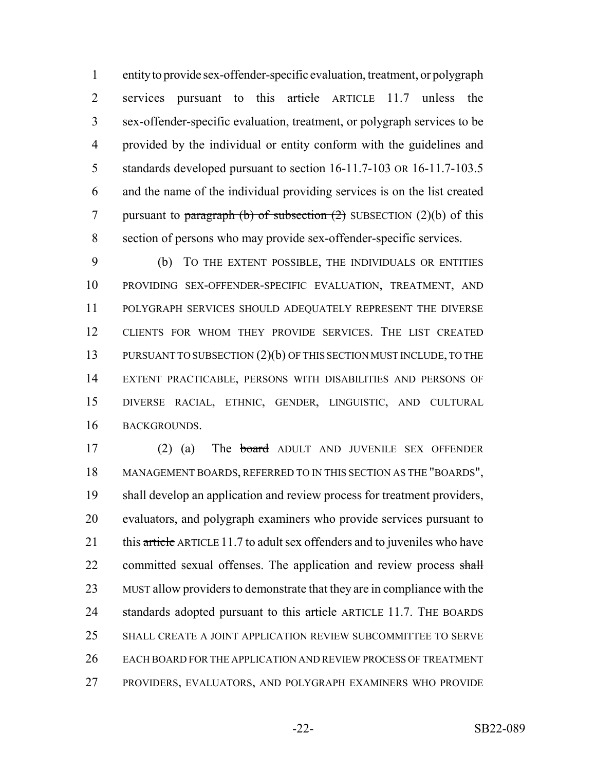entity to provide sex-offender-specific evaluation, treatment, or polygraph services pursuant to this ~~article~~ ARTICLE 11.7 unless the sex-offender-specific evaluation, treatment, or polygraph services to be provided by the individual or entity conform with the guidelines and standards developed pursuant to section 16-11.7-103 OR 16-11.7-103.5 and the name of the individual providing services is on the list created pursuant to ~~paragraph (b) of subsection (2)~~ SUBSECTION (2)(b) of this section of persons who may provide sex-offender-specific services.

(b) TO THE EXTENT POSSIBLE, THE INDIVIDUALS OR ENTITIES PROVIDING SEX-OFFENDER-SPECIFIC EVALUATION, TREATMENT, AND POLYGRAPH SERVICES SHOULD ADEQUATELY REPRESENT THE DIVERSE CLIENTS FOR WHOM THEY PROVIDE SERVICES. THE LIST CREATED PURSUANT TO SUBSECTION (2)(b) OF THIS SECTION MUST INCLUDE, TO THE EXTENT PRACTICABLE, PERSONS WITH DISABILITIES AND PERSONS OF DIVERSE RACIAL, ETHNIC, GENDER, LINGUISTIC, AND CULTURAL BACKGROUNDS.

(2) (a) The ~~board~~ ADULT AND JUVENILE SEX OFFENDER MANAGEMENT BOARDS, REFERRED TO IN THIS SECTION AS THE "BOARDS", shall develop an application and review process for treatment providers, evaluators, and polygraph examiners who provide services pursuant to this ~~article~~ ARTICLE 11.7 to adult sex offenders and to juveniles who have committed sexual offenses. The application and review process ~~shall~~ MUST allow providers to demonstrate that they are in compliance with the standards adopted pursuant to this ~~article~~ ARTICLE 11.7. THE BOARDS SHALL CREATE A JOINT APPLICATION REVIEW SUBCOMMITTEE TO SERVE EACH BOARD FOR THE APPLICATION AND REVIEW PROCESS OF TREATMENT PROVIDERS, EVALUATORS, AND POLYGRAPH EXAMINERS WHO PROVIDE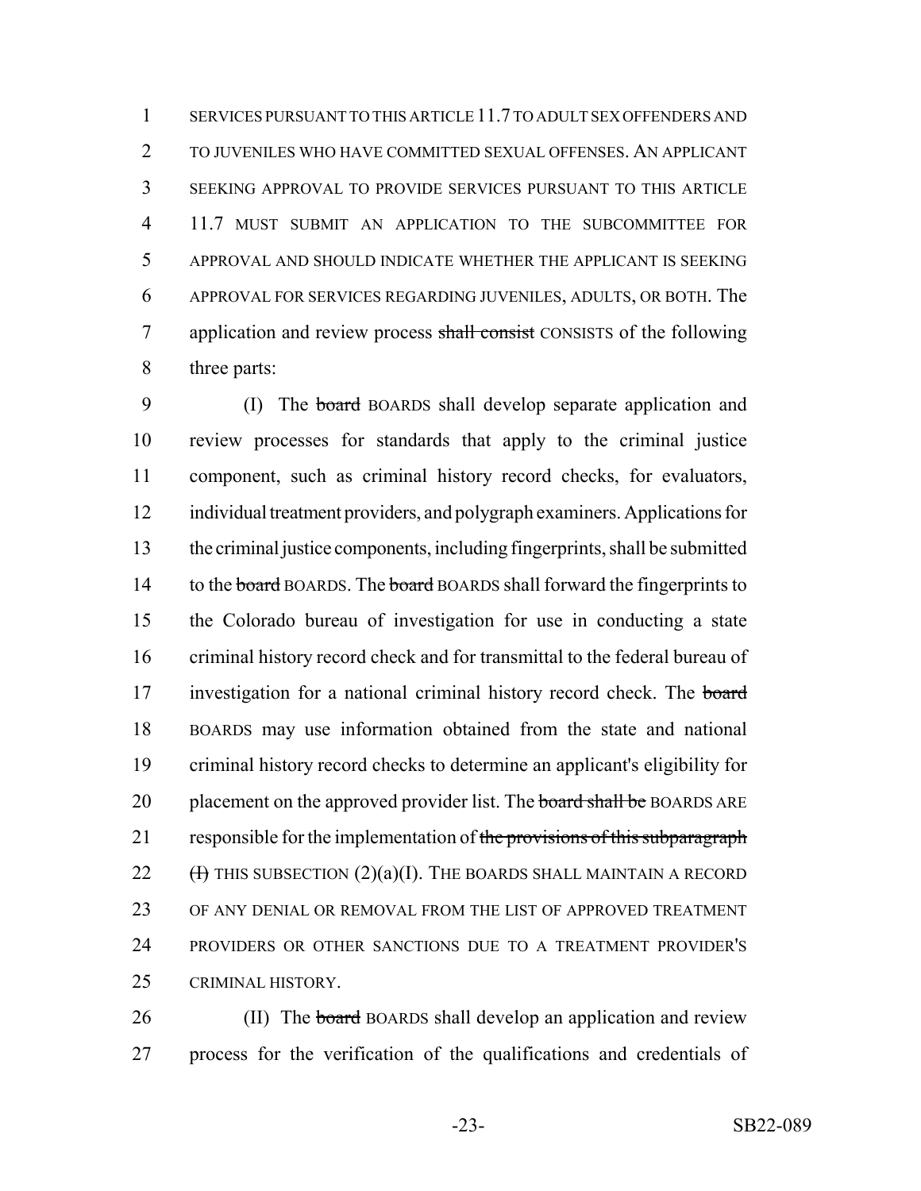SERVICES PURSUANT TO THIS ARTICLE 11.7 TO ADULT SEX OFFENDERS AND TO JUVENILES WHO HAVE COMMITTED SEXUAL OFFENSES. AN APPLICANT SEEKING APPROVAL TO PROVIDE SERVICES PURSUANT TO THIS ARTICLE 11.7 MUST SUBMIT AN APPLICATION TO THE SUBCOMMITTEE FOR APPROVAL AND SHOULD INDICATE WHETHER THE APPLICANT IS SEEKING APPROVAL FOR SERVICES REGARDING JUVENILES, ADULTS, OR BOTH. The application and review process ~~shall consist~~ CONSISTS of the following three parts:

(I) The ~~board~~ BOARDS shall develop separate application and review processes for standards that apply to the criminal justice component, such as criminal history record checks, for evaluators, individual treatment providers, and polygraph examiners. Applications for the criminal justice components, including fingerprints, shall be submitted to the ~~board~~ BOARDS. The ~~board~~ BOARDS shall forward the fingerprints to the Colorado bureau of investigation for use in conducting a state criminal history record check and for transmittal to the federal bureau of investigation for a national criminal history record check. The ~~board~~ BOARDS may use information obtained from the state and national criminal history record checks to determine an applicant's eligibility for placement on the approved provider list. The ~~board shall be~~ BOARDS ARE responsible for the implementation of ~~the provisions of this subparagraph (I)~~ THIS SUBSECTION (2)(a)(I). THE BOARDS SHALL MAINTAIN A RECORD OF ANY DENIAL OR REMOVAL FROM THE LIST OF APPROVED TREATMENT PROVIDERS OR OTHER SANCTIONS DUE TO A TREATMENT PROVIDER'S CRIMINAL HISTORY.

(II) The ~~board~~ BOARDS shall develop an application and review process for the verification of the qualifications and credentials of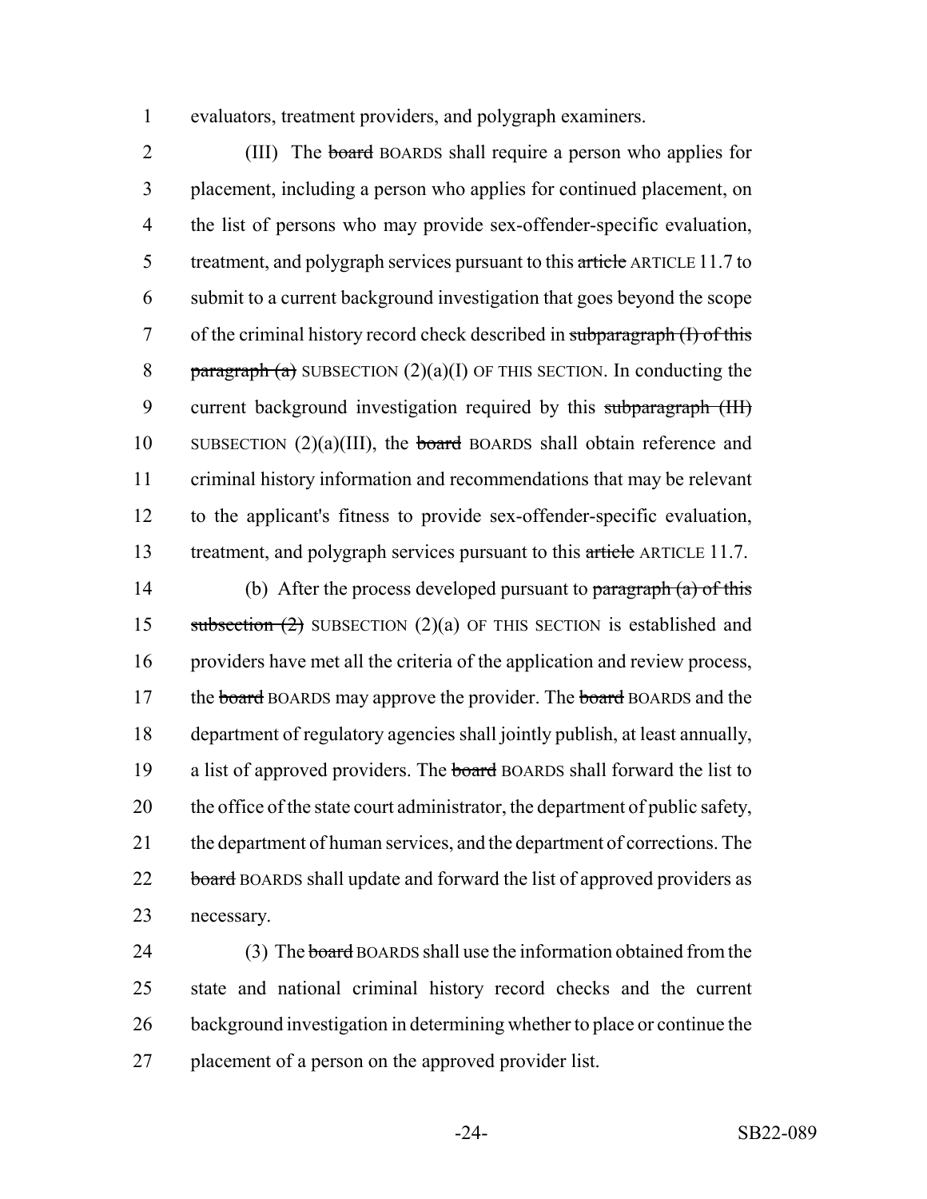evaluators, treatment providers, and polygraph examiners.

(III) The ~~board~~ BOARDS shall require a person who applies for placement, including a person who applies for continued placement, on the list of persons who may provide sex-offender-specific evaluation, treatment, and polygraph services pursuant to this ~~article~~ ARTICLE 11.7 to submit to a current background investigation that goes beyond the scope of the criminal history record check described in ~~subparagraph (I) of this paragraph (a)~~ SUBSECTION (2)(a)(I) OF THIS SECTION. In conducting the current background investigation required by this ~~subparagraph (III)~~ SUBSECTION (2)(a)(III), the ~~board~~ BOARDS shall obtain reference and criminal history information and recommendations that may be relevant to the applicant's fitness to provide sex-offender-specific evaluation, treatment, and polygraph services pursuant to this ~~article~~ ARTICLE 11.7.

(b) After the process developed pursuant to ~~paragraph (a) of this subsection (2)~~ SUBSECTION (2)(a) OF THIS SECTION is established and providers have met all the criteria of the application and review process, the ~~board~~ BOARDS may approve the provider. The ~~board~~ BOARDS and the department of regulatory agencies shall jointly publish, at least annually, a list of approved providers. The ~~board~~ BOARDS shall forward the list to the office of the state court administrator, the department of public safety, the department of human services, and the department of corrections. The ~~board~~ BOARDS shall update and forward the list of approved providers as necessary.

(3) The ~~board~~ BOARDS shall use the information obtained from the state and national criminal history record checks and the current background investigation in determining whether to place or continue the placement of a person on the approved provider list.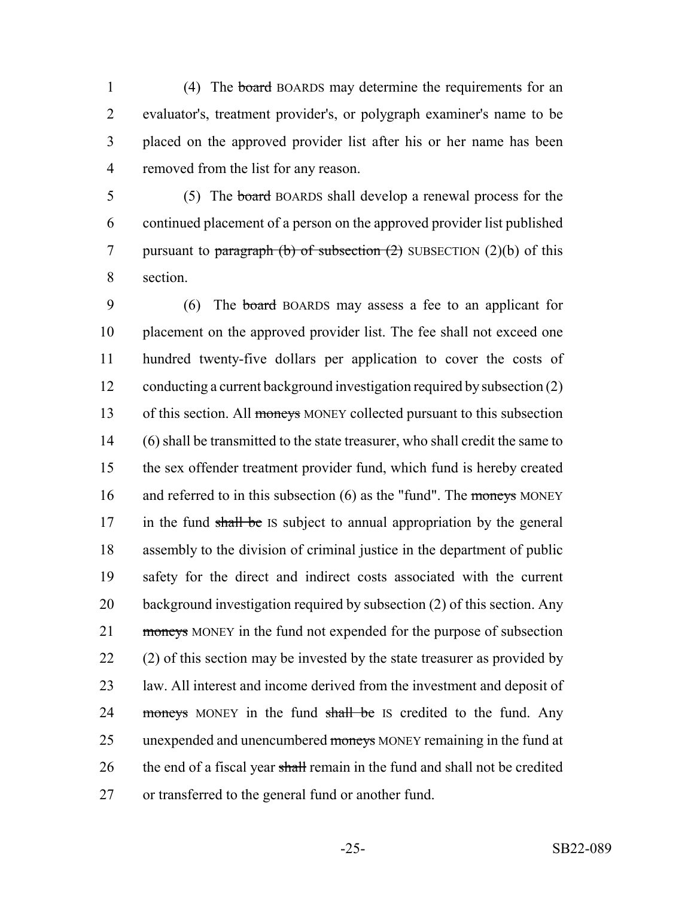(4) The ~~board~~ BOARDS may determine the requirements for an evaluator's, treatment provider's, or polygraph examiner's name to be placed on the approved provider list after his or her name has been removed from the list for any reason.

(5) The ~~board~~ BOARDS shall develop a renewal process for the continued placement of a person on the approved provider list published pursuant to ~~paragraph (b) of subsection (2)~~ SUBSECTION (2)(b) of this section.

(6) The ~~board~~ BOARDS may assess a fee to an applicant for placement on the approved provider list. The fee shall not exceed one hundred twenty-five dollars per application to cover the costs of conducting a current background investigation required by subsection (2) of this section. All ~~moneys~~ MONEY collected pursuant to this subsection (6) shall be transmitted to the state treasurer, who shall credit the same to the sex offender treatment provider fund, which fund is hereby created and referred to in this subsection (6) as the "fund". The ~~moneys~~ MONEY in the fund ~~shall be~~ IS subject to annual appropriation by the general assembly to the division of criminal justice in the department of public safety for the direct and indirect costs associated with the current background investigation required by subsection (2) of this section. Any ~~moneys~~ MONEY in the fund not expended for the purpose of subsection (2) of this section may be invested by the state treasurer as provided by law. All interest and income derived from the investment and deposit of ~~moneys~~ MONEY in the fund ~~shall be~~ IS credited to the fund. Any unexpended and unencumbered ~~moneys~~ MONEY remaining in the fund at the end of a fiscal year ~~shall~~ remain in the fund and shall not be credited or transferred to the general fund or another fund.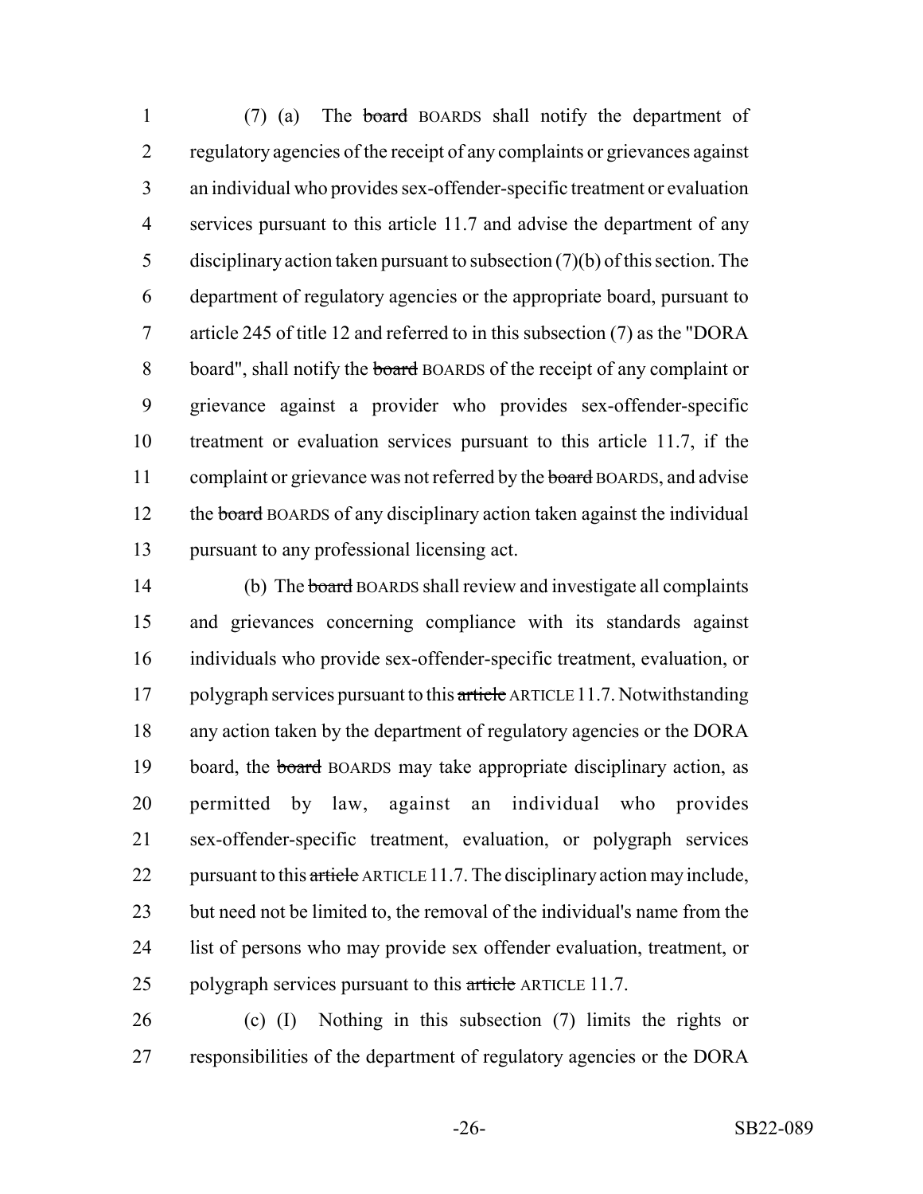(7) (a) The ~~board~~ BOARDS shall notify the department of regulatory agencies of the receipt of any complaints or grievances against an individual who provides sex-offender-specific treatment or evaluation services pursuant to this article 11.7 and advise the department of any disciplinary action taken pursuant to subsection (7)(b) of this section. The department of regulatory agencies or the appropriate board, pursuant to article 245 of title 12 and referred to in this subsection (7) as the "DORA board", shall notify the ~~board~~ BOARDS of the receipt of any complaint or grievance against a provider who provides sex-offender-specific treatment or evaluation services pursuant to this article 11.7, if the complaint or grievance was not referred by the ~~board~~ BOARDS, and advise the ~~board~~ BOARDS of any disciplinary action taken against the individual pursuant to any professional licensing act.

(b) The ~~board~~ BOARDS shall review and investigate all complaints and grievances concerning compliance with its standards against individuals who provide sex-offender-specific treatment, evaluation, or polygraph services pursuant to this ~~article~~ ARTICLE 11.7. Notwithstanding any action taken by the department of regulatory agencies or the DORA board, the ~~board~~ BOARDS may take appropriate disciplinary action, as permitted by law, against an individual who provides sex-offender-specific treatment, evaluation, or polygraph services pursuant to this ~~article~~ ARTICLE 11.7. The disciplinary action may include, but need not be limited to, the removal of the individual's name from the list of persons who may provide sex offender evaluation, treatment, or polygraph services pursuant to this ~~article~~ ARTICLE 11.7.

(c) (I) Nothing in this subsection (7) limits the rights or responsibilities of the department of regulatory agencies or the DORA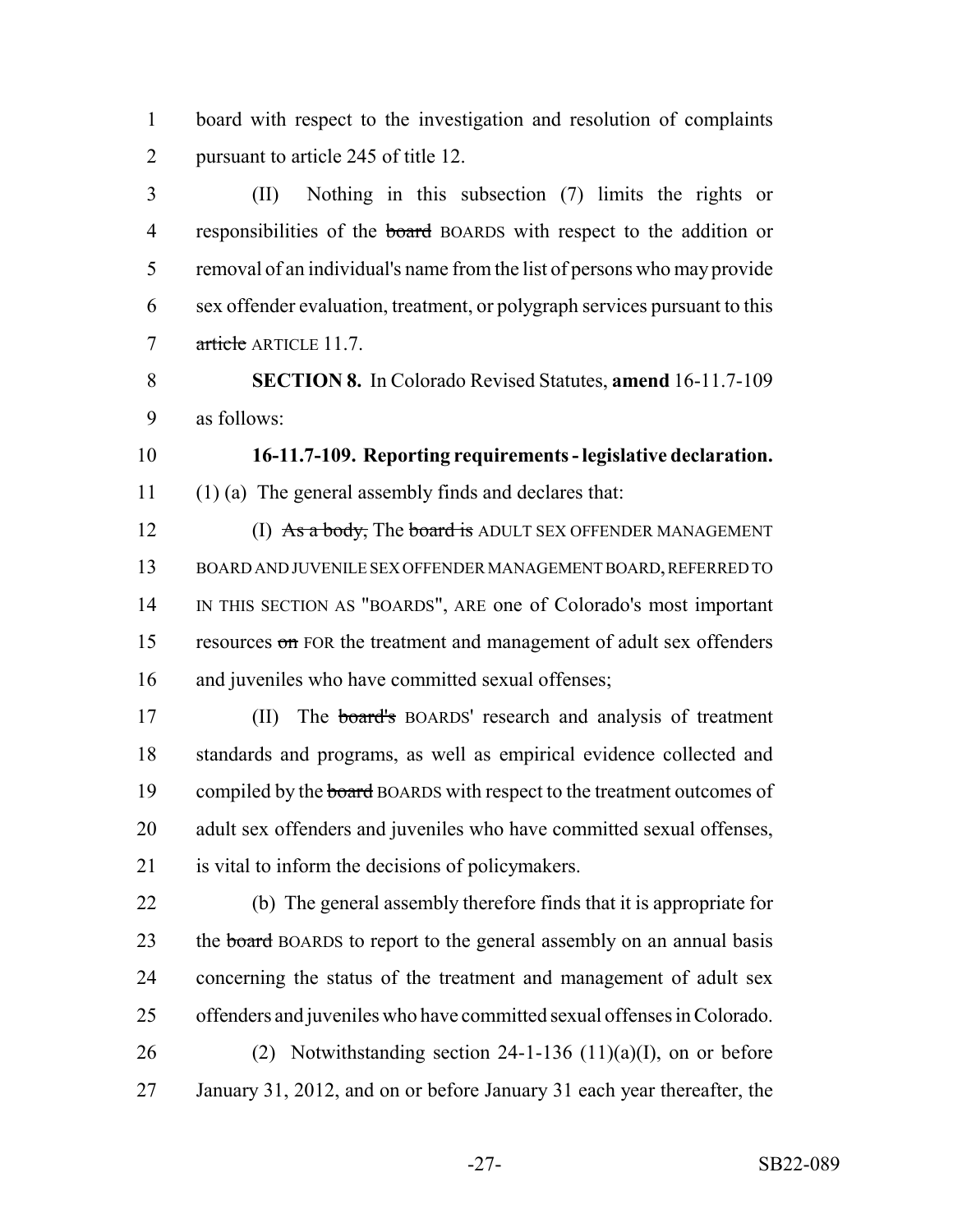board with respect to the investigation and resolution of complaints pursuant to article 245 of title 12.

(II) Nothing in this subsection (7) limits the rights or responsibilities of the ~~board~~ BOARDS with respect to the addition or removal of an individual's name from the list of persons who may provide sex offender evaluation, treatment, or polygraph services pursuant to this ~~article~~ ARTICLE 11.7.

**SECTION 8.** In Colorado Revised Statutes, **amend** 16-11.7-109 as follows:

**16-11.7-109. Reporting requirements - legislative declaration.** (1) (a) The general assembly finds and declares that:

(I) ~~As a body,~~ The ~~board is~~ ADULT SEX OFFENDER MANAGEMENT BOARD AND JUVENILE SEX OFFENDER MANAGEMENT BOARD, REFERRED TO IN THIS SECTION AS "BOARDS", ARE one of Colorado's most important resources ~~on~~ FOR the treatment and management of adult sex offenders and juveniles who have committed sexual offenses;

(II) The ~~board's~~ BOARDS' research and analysis of treatment standards and programs, as well as empirical evidence collected and compiled by the ~~board~~ BOARDS with respect to the treatment outcomes of adult sex offenders and juveniles who have committed sexual offenses, is vital to inform the decisions of policymakers.

(b) The general assembly therefore finds that it is appropriate for the ~~board~~ BOARDS to report to the general assembly on an annual basis concerning the status of the treatment and management of adult sex offenders and juveniles who have committed sexual offenses in Colorado.

(2) Notwithstanding section 24-1-136 (11)(a)(I), on or before January 31, 2012, and on or before January 31 each year thereafter, the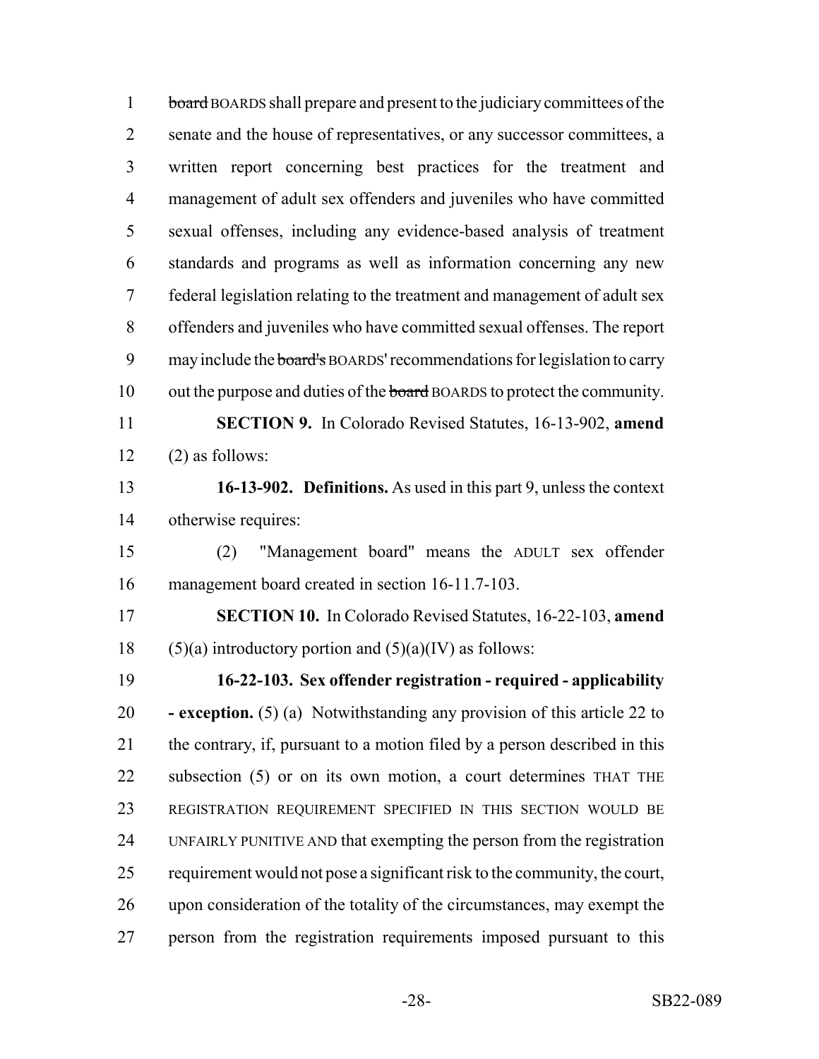~~board~~ BOARDS shall prepare and present to the judiciary committees of the senate and the house of representatives, or any successor committees, a written report concerning best practices for the treatment and management of adult sex offenders and juveniles who have committed sexual offenses, including any evidence-based analysis of treatment standards and programs as well as information concerning any new federal legislation relating to the treatment and management of adult sex offenders and juveniles who have committed sexual offenses. The report may include the ~~board's~~ BOARDS' recommendations for legislation to carry out the purpose and duties of the ~~board~~ BOARDS to protect the community.

**SECTION 9.** In Colorado Revised Statutes, 16-13-902, **amend** (2) as follows:

**16-13-902. Definitions.** As used in this part 9, unless the context otherwise requires:

(2) "Management board" means the ADULT sex offender management board created in section 16-11.7-103.

**SECTION 10.** In Colorado Revised Statutes, 16-22-103, **amend** (5)(a) introductory portion and (5)(a)(IV) as follows:

**16-22-103. Sex offender registration - required - applicability - exception.** (5) (a) Notwithstanding any provision of this article 22 to the contrary, if, pursuant to a motion filed by a person described in this subsection (5) or on its own motion, a court determines THAT THE REGISTRATION REQUIREMENT SPECIFIED IN THIS SECTION WOULD BE UNFAIRLY PUNITIVE AND that exempting the person from the registration requirement would not pose a significant risk to the community, the court, upon consideration of the totality of the circumstances, may exempt the person from the registration requirements imposed pursuant to this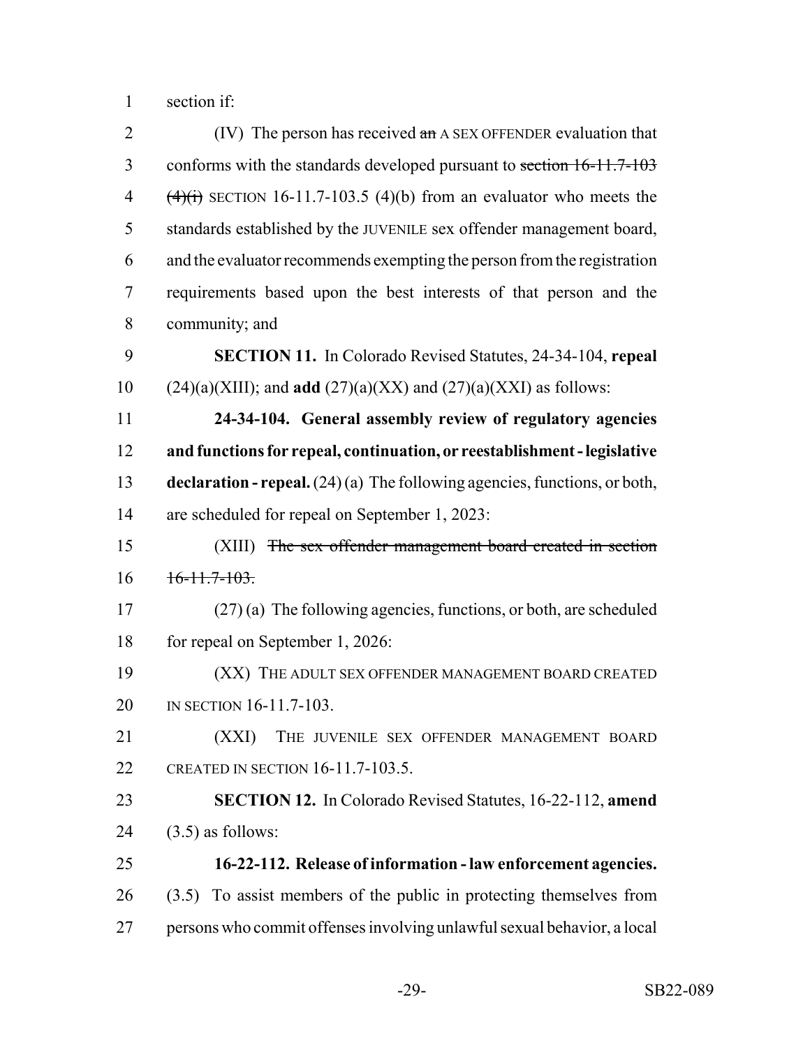section if:

(IV) The person has received ~~an~~ A SEX OFFENDER evaluation that conforms with the standards developed pursuant to ~~section 16-11.7-103 (4)(i)~~ SECTION 16-11.7-103.5 (4)(b) from an evaluator who meets the standards established by the JUVENILE sex offender management board, and the evaluator recommends exempting the person from the registration requirements based upon the best interests of that person and the community; and

**SECTION 11.** In Colorado Revised Statutes, 24-34-104, **repeal** (24)(a)(XIII); and **add** (27)(a)(XX) and (27)(a)(XXI) as follows:

**24-34-104. General assembly review of regulatory agencies and functions for repeal, continuation, or reestablishment - legislative declaration - repeal.** (24) (a) The following agencies, functions, or both, are scheduled for repeal on September 1, 2023:

(XIII) ~~The sex offender management board created in section 16-11.7-103.~~

(27) (a) The following agencies, functions, or both, are scheduled for repeal on September 1, 2026:

(XX) THE ADULT SEX OFFENDER MANAGEMENT BOARD CREATED IN SECTION 16-11.7-103.

(XXI) THE JUVENILE SEX OFFENDER MANAGEMENT BOARD CREATED IN SECTION 16-11.7-103.5.

**SECTION 12.** In Colorado Revised Statutes, 16-22-112, **amend** (3.5) as follows:

**16-22-112. Release of information - law enforcement agencies.** (3.5) To assist members of the public in protecting themselves from persons who commit offenses involving unlawful sexual behavior, a local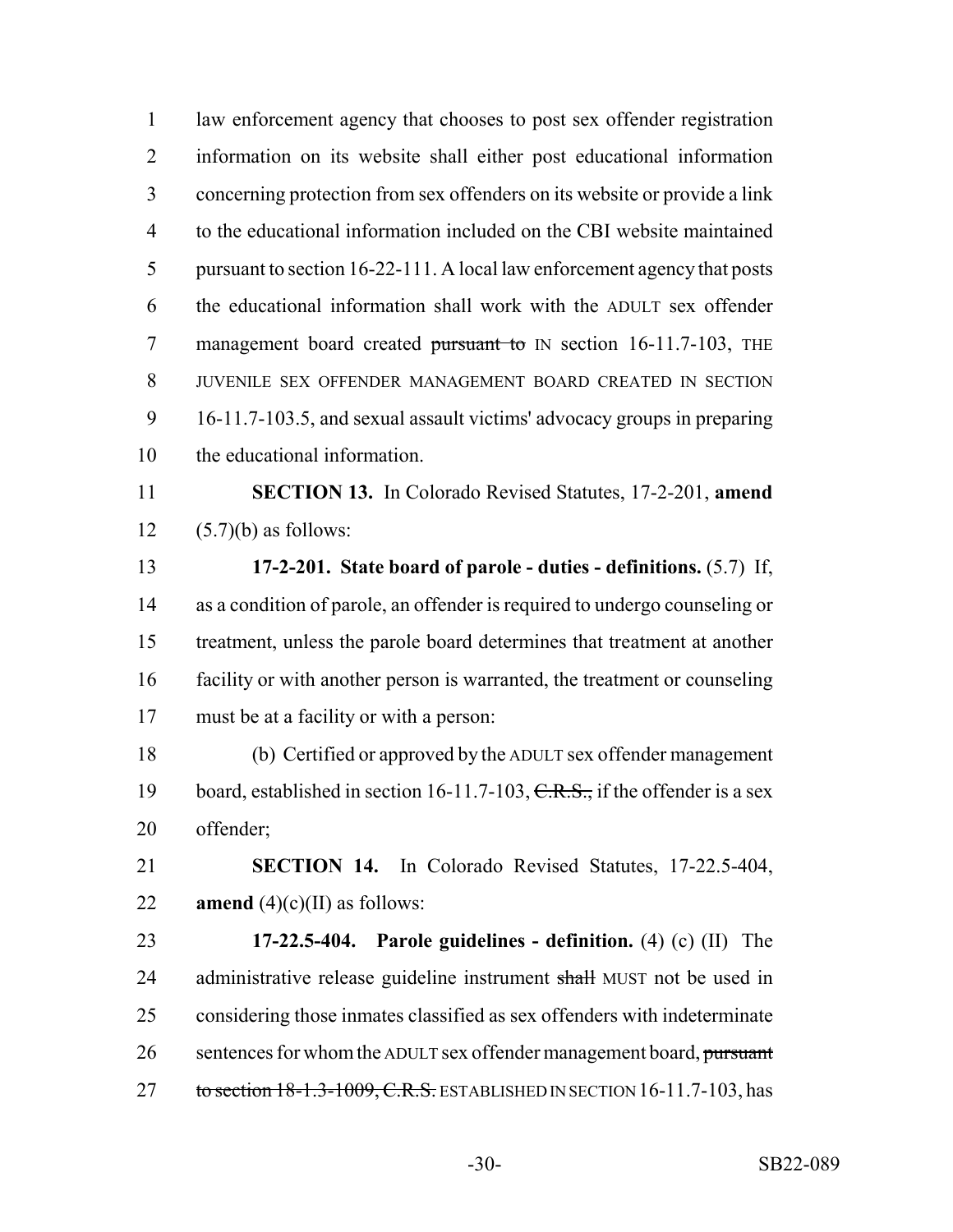law enforcement agency that chooses to post sex offender registration information on its website shall either post educational information concerning protection from sex offenders on its website or provide a link to the educational information included on the CBI website maintained pursuant to section 16-22-111. A local law enforcement agency that posts the educational information shall work with the ADULT sex offender management board created ~~pursuant to~~ IN section 16-11.7-103, THE JUVENILE SEX OFFENDER MANAGEMENT BOARD CREATED IN SECTION 16-11.7-103.5, and sexual assault victims' advocacy groups in preparing the educational information.

**SECTION 13.** In Colorado Revised Statutes, 17-2-201, **amend** (5.7)(b) as follows:

**17-2-201. State board of parole - duties - definitions.** (5.7) If, as a condition of parole, an offender is required to undergo counseling or treatment, unless the parole board determines that treatment at another facility or with another person is warranted, the treatment or counseling must be at a facility or with a person:

(b) Certified or approved by the ADULT sex offender management board, established in section 16-11.7-103, ~~C.R.S.,~~ if the offender is a sex offender;

**SECTION 14.** In Colorado Revised Statutes, 17-22.5-404, **amend** (4)(c)(II) as follows:

**17-22.5-404. Parole guidelines - definition.** (4) (c) (II) The administrative release guideline instrument ~~shall~~ MUST not be used in considering those inmates classified as sex offenders with indeterminate sentences for whom the ADULT sex offender management board, ~~pursuant to section 18-1.3-1009, C.R.S.~~ ESTABLISHED IN SECTION 16-11.7-103, has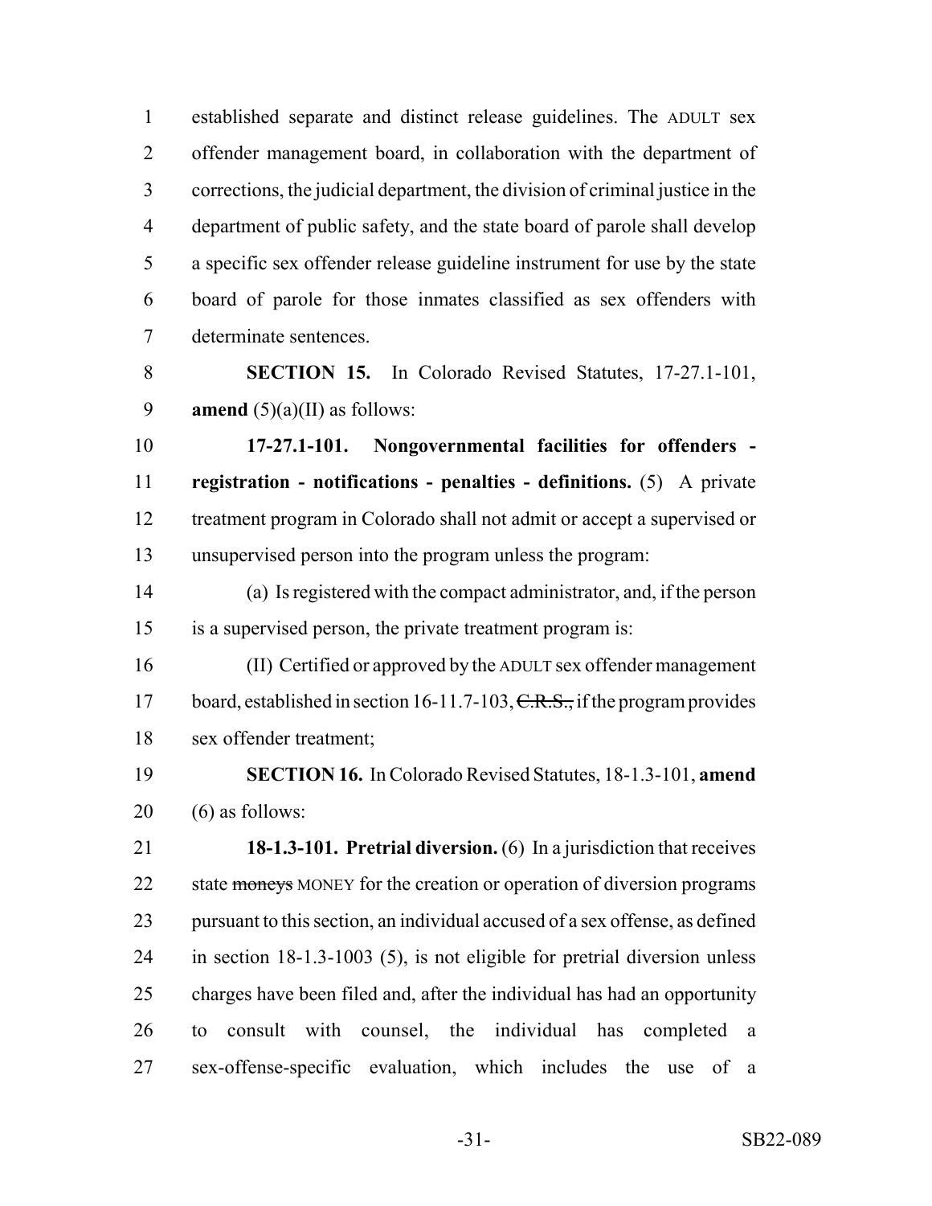established separate and distinct release guidelines. The ADULT sex offender management board, in collaboration with the department of corrections, the judicial department, the division of criminal justice in the department of public safety, and the state board of parole shall develop a specific sex offender release guideline instrument for use by the state board of parole for those inmates classified as sex offenders with determinate sentences.

**SECTION 15.** In Colorado Revised Statutes, 17-27.1-101, **amend** (5)(a)(II) as follows:

**17-27.1-101. Nongovernmental facilities for offenders - registration - notifications - penalties - definitions.** (5) A private treatment program in Colorado shall not admit or accept a supervised or unsupervised person into the program unless the program:

(a) Is registered with the compact administrator, and, if the person is a supervised person, the private treatment program is:

(II) Certified or approved by the ADULT sex offender management board, established in section 16-11.7-103, ~~C.R.S.,~~ if the program provides sex offender treatment;

**SECTION 16.** In Colorado Revised Statutes, 18-1.3-101, **amend** (6) as follows:

**18-1.3-101. Pretrial diversion.** (6) In a jurisdiction that receives state ~~moneys~~ MONEY for the creation or operation of diversion programs pursuant to this section, an individual accused of a sex offense, as defined in section 18-1.3-1003 (5), is not eligible for pretrial diversion unless charges have been filed and, after the individual has had an opportunity to consult with counsel, the individual has completed a sex-offense-specific evaluation, which includes the use of a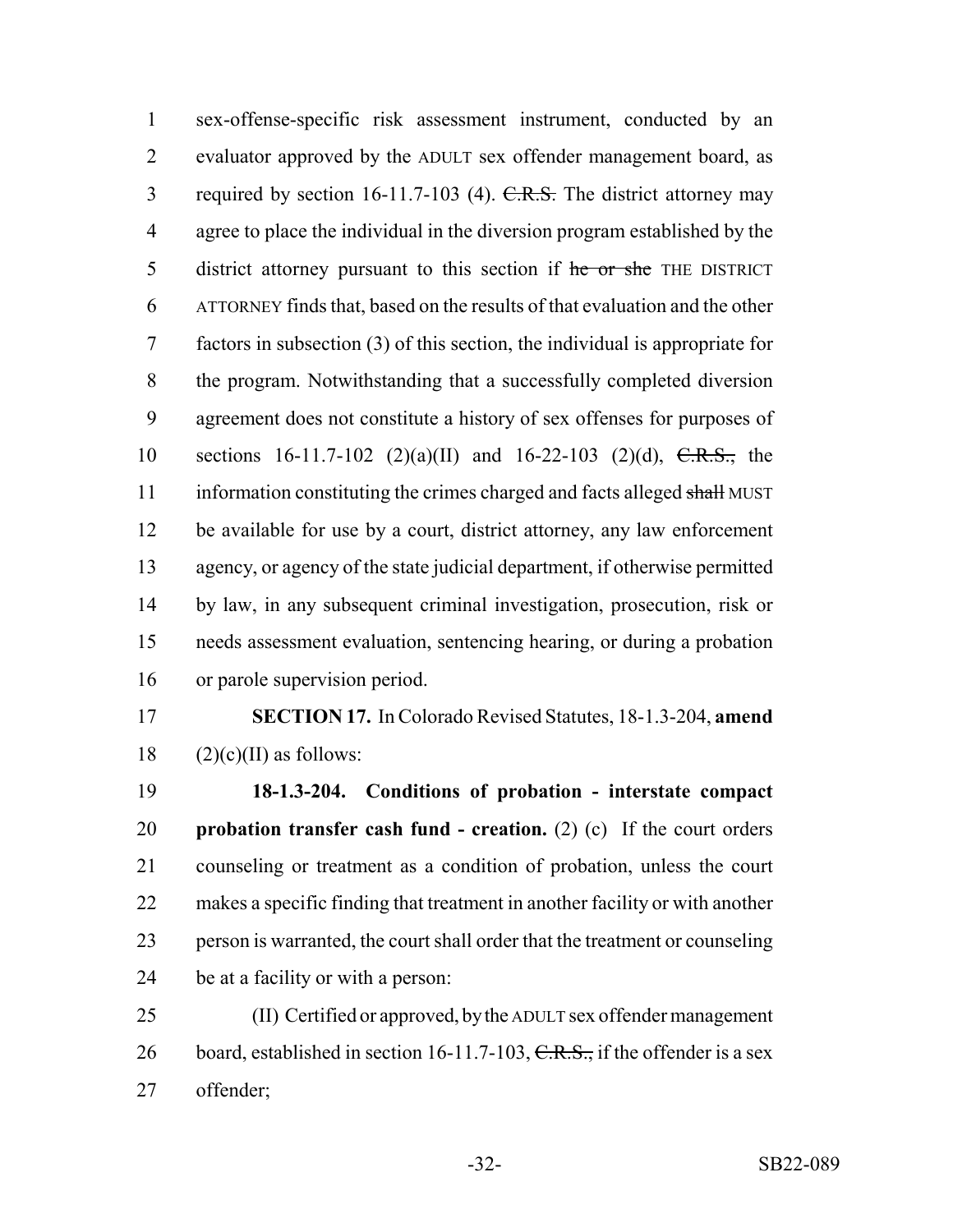sex-offense-specific risk assessment instrument, conducted by an evaluator approved by the ADULT sex offender management board, as required by section 16-11.7-103 (4). ~~C.R.S.~~ The district attorney may agree to place the individual in the diversion program established by the district attorney pursuant to this section if ~~he or she~~ THE DISTRICT ATTORNEY finds that, based on the results of that evaluation and the other factors in subsection (3) of this section, the individual is appropriate for the program. Notwithstanding that a successfully completed diversion agreement does not constitute a history of sex offenses for purposes of sections 16-11.7-102 (2)(a)(II) and 16-22-103 (2)(d), ~~C.R.S.,~~ the information constituting the crimes charged and facts alleged ~~shall~~ MUST be available for use by a court, district attorney, any law enforcement agency, or agency of the state judicial department, if otherwise permitted by law, in any subsequent criminal investigation, prosecution, risk or needs assessment evaluation, sentencing hearing, or during a probation or parole supervision period.

**SECTION 17.** In Colorado Revised Statutes, 18-1.3-204, **amend** (2)(c)(II) as follows:

**18-1.3-204. Conditions of probation - interstate compact probation transfer cash fund - creation.** (2) (c) If the court orders counseling or treatment as a condition of probation, unless the court makes a specific finding that treatment in another facility or with another person is warranted, the court shall order that the treatment or counseling be at a facility or with a person:

(II) Certified or approved, by the ADULT sex offender management board, established in section 16-11.7-103, ~~C.R.S.,~~ if the offender is a sex offender;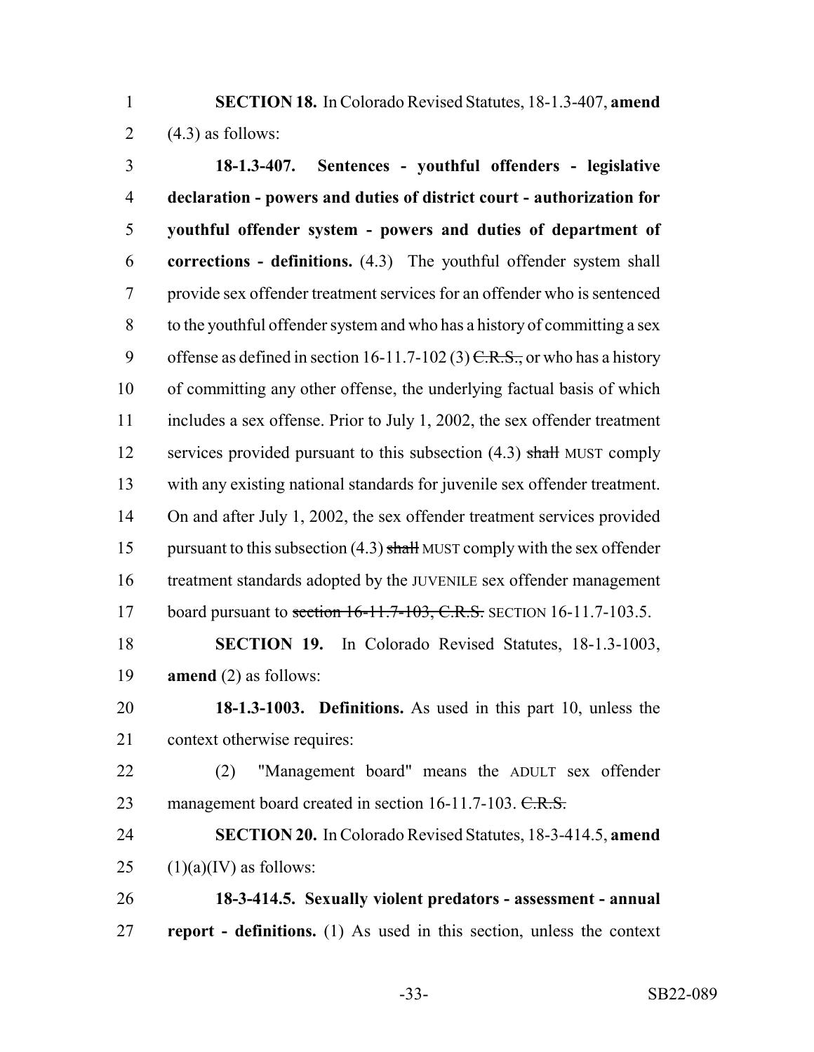**SECTION 18.** In Colorado Revised Statutes, 18-1.3-407, **amend** (4.3) as follows:

**18-1.3-407. Sentences - youthful offenders - legislative declaration - powers and duties of district court - authorization for youthful offender system - powers and duties of department of corrections - definitions.** (4.3) The youthful offender system shall provide sex offender treatment services for an offender who is sentenced to the youthful offender system and who has a history of committing a sex offense as defined in section 16-11.7-102 (3) ~~C.R.S.,~~ or who has a history of committing any other offense, the underlying factual basis of which includes a sex offense. Prior to July 1, 2002, the sex offender treatment services provided pursuant to this subsection (4.3) ~~shall~~ MUST comply with any existing national standards for juvenile sex offender treatment. On and after July 1, 2002, the sex offender treatment services provided pursuant to this subsection (4.3) ~~shall~~ MUST comply with the sex offender treatment standards adopted by the JUVENILE sex offender management board pursuant to ~~section 16-11.7-103, C.R.S.~~ SECTION 16-11.7-103.5.

**SECTION 19.** In Colorado Revised Statutes, 18-1.3-1003, **amend** (2) as follows:

**18-1.3-1003. Definitions.** As used in this part 10, unless the context otherwise requires:

(2) "Management board" means the ADULT sex offender management board created in section 16-11.7-103. ~~C.R.S.~~

**SECTION 20.** In Colorado Revised Statutes, 18-3-414.5, **amend** (1)(a)(IV) as follows:

**18-3-414.5. Sexually violent predators - assessment - annual report - definitions.** (1) As used in this section, unless the context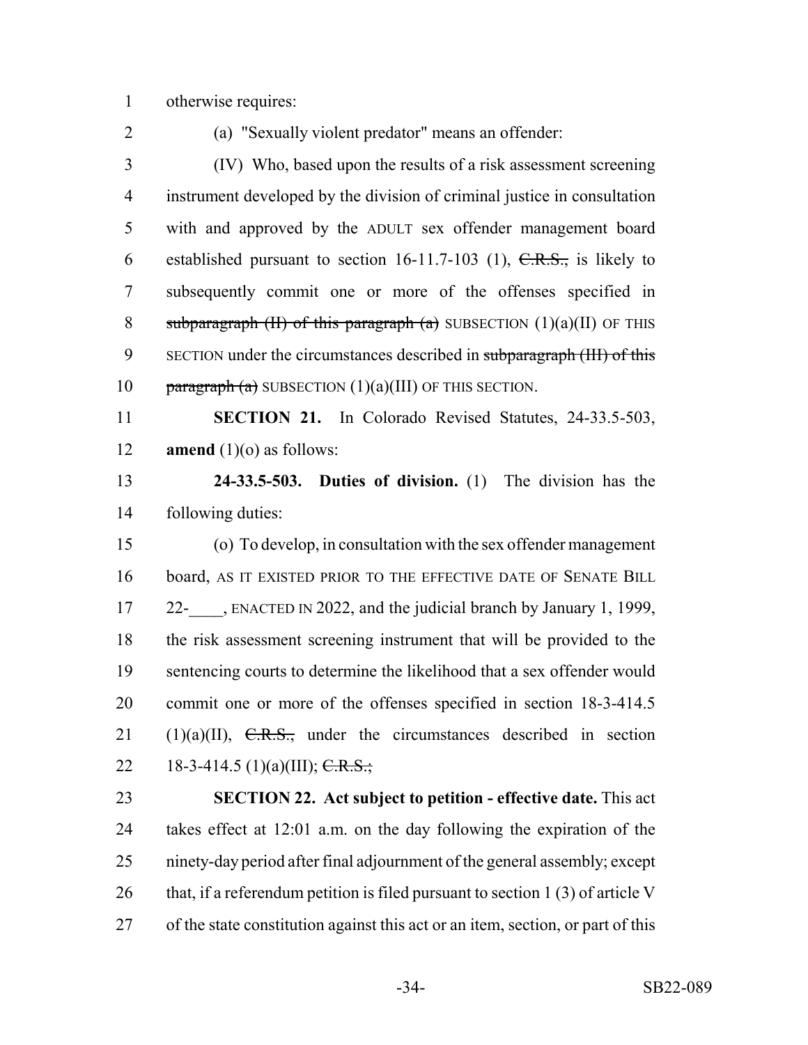otherwise requires:

(a) "Sexually violent predator" means an offender:

(IV) Who, based upon the results of a risk assessment screening instrument developed by the division of criminal justice in consultation with and approved by the ADULT sex offender management board established pursuant to section 16-11.7-103 (1), ~~C.R.S.,~~ is likely to subsequently commit one or more of the offenses specified in ~~subparagraph (II) of this paragraph (a)~~ SUBSECTION (1)(a)(II) OF THIS SECTION under the circumstances described in ~~subparagraph (III) of this paragraph (a)~~ SUBSECTION (1)(a)(III) OF THIS SECTION.

**SECTION 21.** In Colorado Revised Statutes, 24-33.5-503, **amend** (1)(o) as follows:

**24-33.5-503. Duties of division.** (1) The division has the following duties:

(o) To develop, in consultation with the sex offender management board, AS IT EXISTED PRIOR TO THE EFFECTIVE DATE OF SENATE BILL 22-____, ENACTED IN 2022, and the judicial branch by January 1, 1999, the risk assessment screening instrument that will be provided to the sentencing courts to determine the likelihood that a sex offender would commit one or more of the offenses specified in section 18-3-414.5 (1)(a)(II), ~~C.R.S.,~~ under the circumstances described in section 18-3-414.5 (1)(a)(III); ~~C.R.S.;~~

**SECTION 22. Act subject to petition - effective date.** This act takes effect at 12:01 a.m. on the day following the expiration of the ninety-day period after final adjournment of the general assembly; except that, if a referendum petition is filed pursuant to section 1 (3) of article V of the state constitution against this act or an item, section, or part of this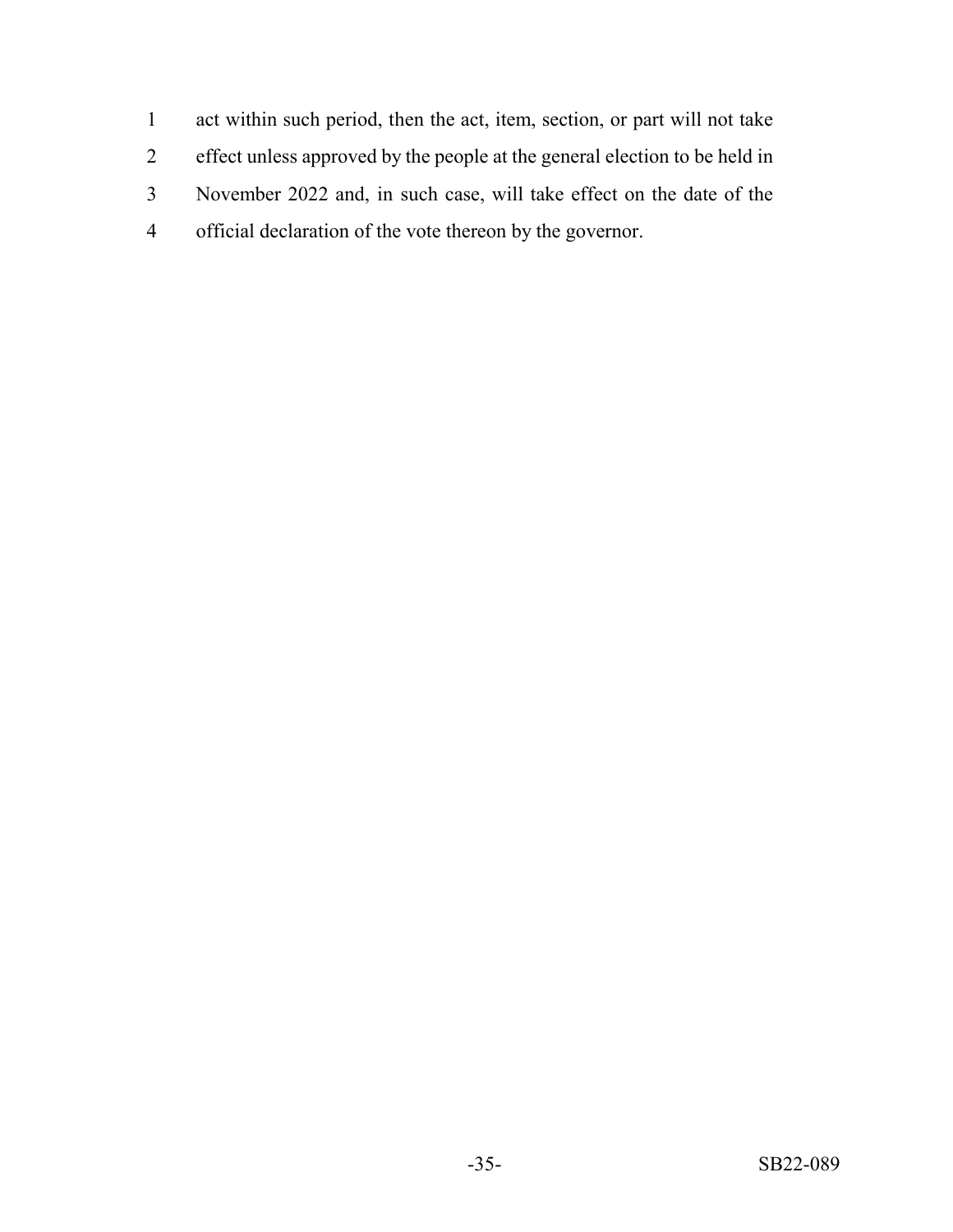act within such period, then the act, item, section, or part will not take effect unless approved by the people at the general election to be held in November 2022 and, in such case, will take effect on the date of the official declaration of the vote thereon by the governor.